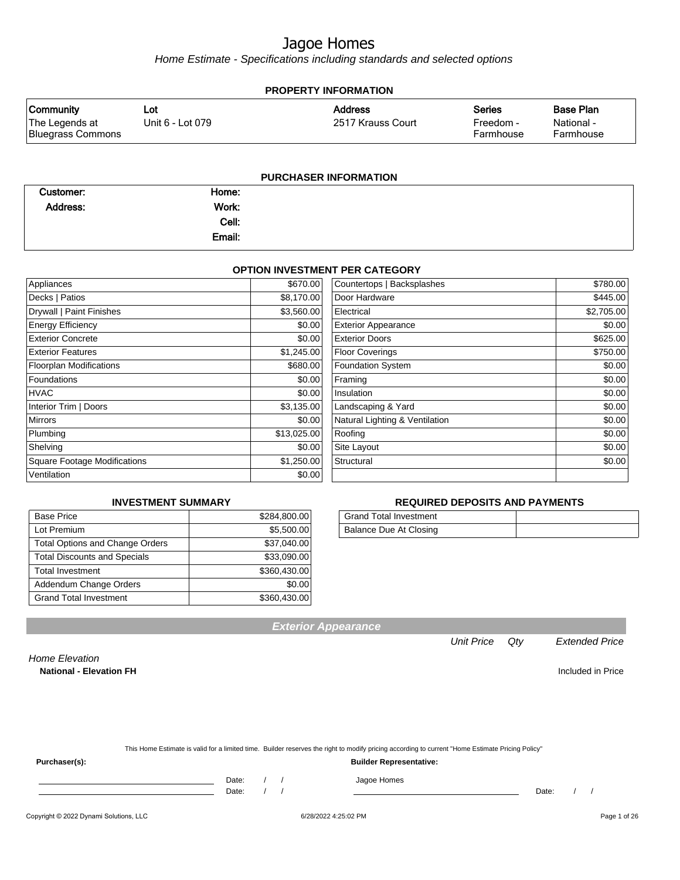# Jagoe Homes

*Home Estimate - Specifications including standards and selected options*

## PROPERTY INFORMATION

| Community | Lot | Address | Series | Base Plan |
|---|---|---|---|---|
| The Legends at Bluegrass Commons | Unit 6 - Lot 079 | 2517 Krauss Court | Freedom - Farmhouse | National - Farmhouse |

## PURCHASER INFORMATION

| | | | |
|---|---|---|---|
| Customer: | | Home: | |
| Address: | | Work: | |
| | | Cell: | |
| | | Email: | |

## OPTION INVESTMENT PER CATEGORY

| Category | Amount | Category | Amount |
|---|---|---|---|
| Appliances | $670.00 | Countertops \| Backsplashes | $780.00 |
| Decks \| Patios | $8,170.00 | Door Hardware | $445.00 |
| Drywall \| Paint Finishes | $3,560.00 | Electrical | $2,705.00 |
| Energy Efficiency | $0.00 | Exterior Appearance | $0.00 |
| Exterior Concrete | $0.00 | Exterior Doors | $625.00 |
| Exterior Features | $1,245.00 | Floor Coverings | $750.00 |
| Floorplan Modifications | $680.00 | Foundation System | $0.00 |
| Foundations | $0.00 | Framing | $0.00 |
| HVAC | $0.00 | Insulation | $0.00 |
| Interior Trim \| Doors | $3,135.00 | Landscaping & Yard | $0.00 |
| Mirrors | $0.00 | Natural Lighting & Ventilation | $0.00 |
| Plumbing | $13,025.00 | Roofing | $0.00 |
| Shelving | $0.00 | Site Layout | $0.00 |
| Square Footage Modifications | $1,250.00 | Structural | $0.00 |
| Ventilation | $0.00 | | |

## INVESTMENT SUMMARY

| | |
|---|---|
| Base Price | $284,800.00 |
| Lot Premium | $5,500.00 |
| Total Options and Change Orders | $37,040.00 |
| Total Discounts and Specials | $33,090.00 |
| Total Investment | $360,430.00 |
| Addendum Change Orders | $0.00 |
| Grand Total Investment | $360,430.00 |

## REQUIRED DEPOSITS AND PAYMENTS

| | |
|---|---|
| Grand Total Investment | |
| Balance Due At Closing | |

## Exterior Appearance

| | Unit Price | Qty | Extended Price |
|---|---|---|---|
| *Home Elevation* | | | |
| **National - Elevation FH** | | | Included in Price |

This Home Estimate is valid for a limited time. Builder reserves the right to modify pricing according to current "Home Estimate Pricing Policy"

**Purchaser(s):**

______________________ Date: / /

______________________ Date: / /

**Builder Representative:**

Jagoe Homes

______________________ Date: / /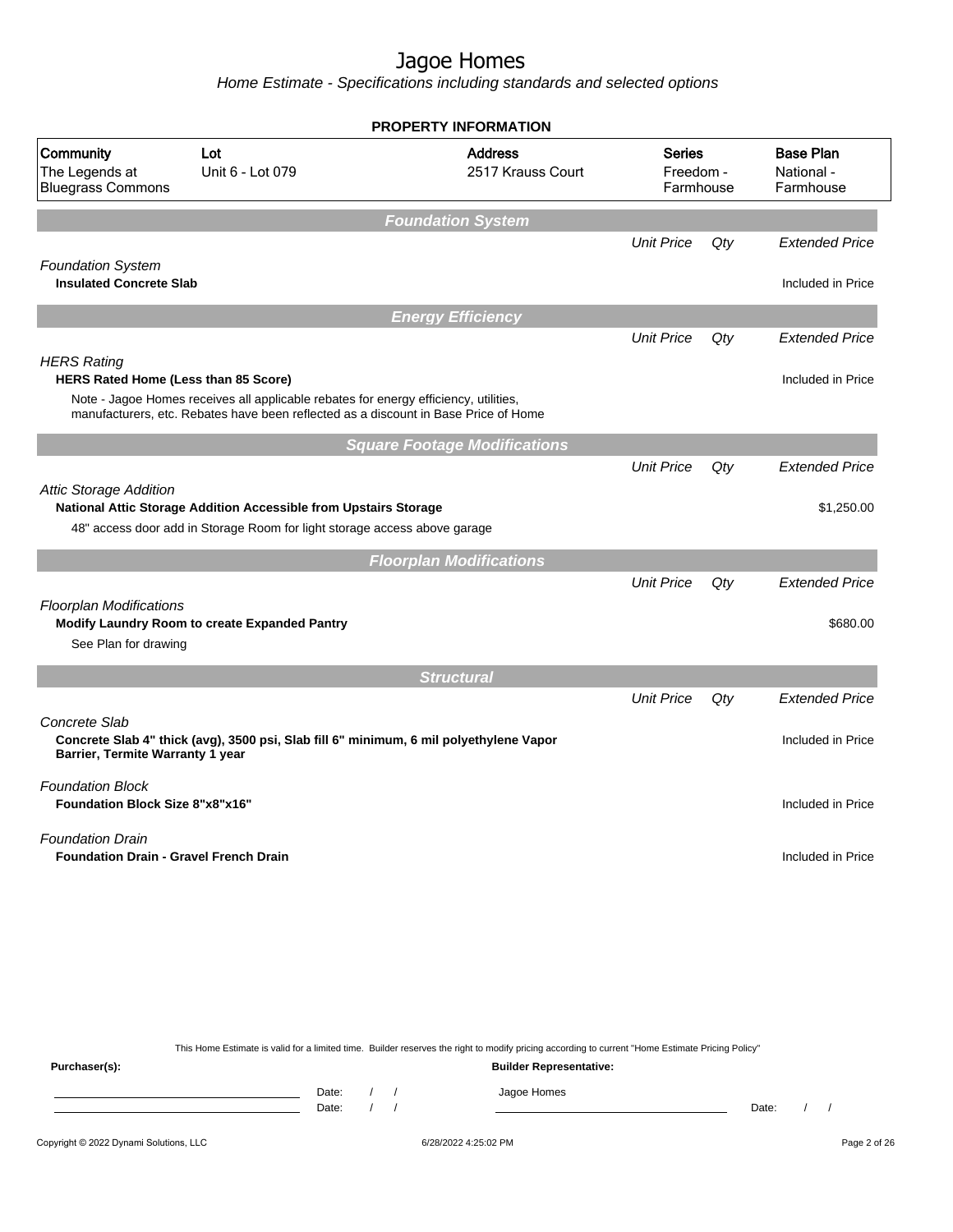# Jagoe Homes

Home Estimate - Specifications including standards and selected options

**PROPERTY INFORMATION**

| Community | Lot | Address | Series | Base Plan |
|---|---|---|---|---|
| The Legends at Bluegrass Commons | Unit 6 - Lot 079 | 2517 Krauss Court | Freedom - Farmhouse | National - Farmhouse |

## Foundation System

| | Unit Price | Qty | Extended Price |
|---|---|---|---|
| *Foundation System* | | | |
| **Insulated Concrete Slab** | | | Included in Price |

## Energy Efficiency

| | Unit Price | Qty | Extended Price |
|---|---|---|---|
| *HERS Rating* | | | |
| **HERS Rated Home (Less than 85 Score)** | | | Included in Price |
| Note - Jagoe Homes receives all applicable rebates for energy efficiency, utilities, manufacturers, etc. Rebates have been reflected as a discount in Base Price of Home | | | |

## Square Footage Modifications

| | Unit Price | Qty | Extended Price |
|---|---|---|---|
| *Attic Storage Addition* | | | |
| **National Attic Storage Addition Accessible from Upstairs Storage** | | | $1,250.00 |
| 48" access door add in Storage Room for light storage access above garage | | | |

## Floorplan Modifications

| | Unit Price | Qty | Extended Price |
|---|---|---|---|
| *Floorplan Modifications* | | | |
| **Modify Laundry Room to create Expanded Pantry** | | | $680.00 |
| See Plan for drawing | | | |

## Structural

| | Unit Price | Qty | Extended Price |
|---|---|---|---|
| *Concrete Slab* | | | |
| **Concrete Slab 4" thick (avg), 3500 psi, Slab fill 6" minimum, 6 mil polyethylene Vapor Barrier, Termite Warranty 1 year** | | | Included in Price |
| *Foundation Block* | | | |
| **Foundation Block Size 8"x8"x16"** | | | Included in Price |
| *Foundation Drain* | | | |
| **Foundation Drain - Gravel French Drain** | | | Included in Price |

This Home Estimate is valid for a limited time. Builder reserves the right to modify pricing according to current "Home Estimate Pricing Policy"

**Purchaser(s):** **Builder Representative:**

Date: / /        Jagoe Homes

Date: / /        Date: / /

Copyright © 2022 Dynami Solutions, LLC    6/28/2022 4:25:02 PM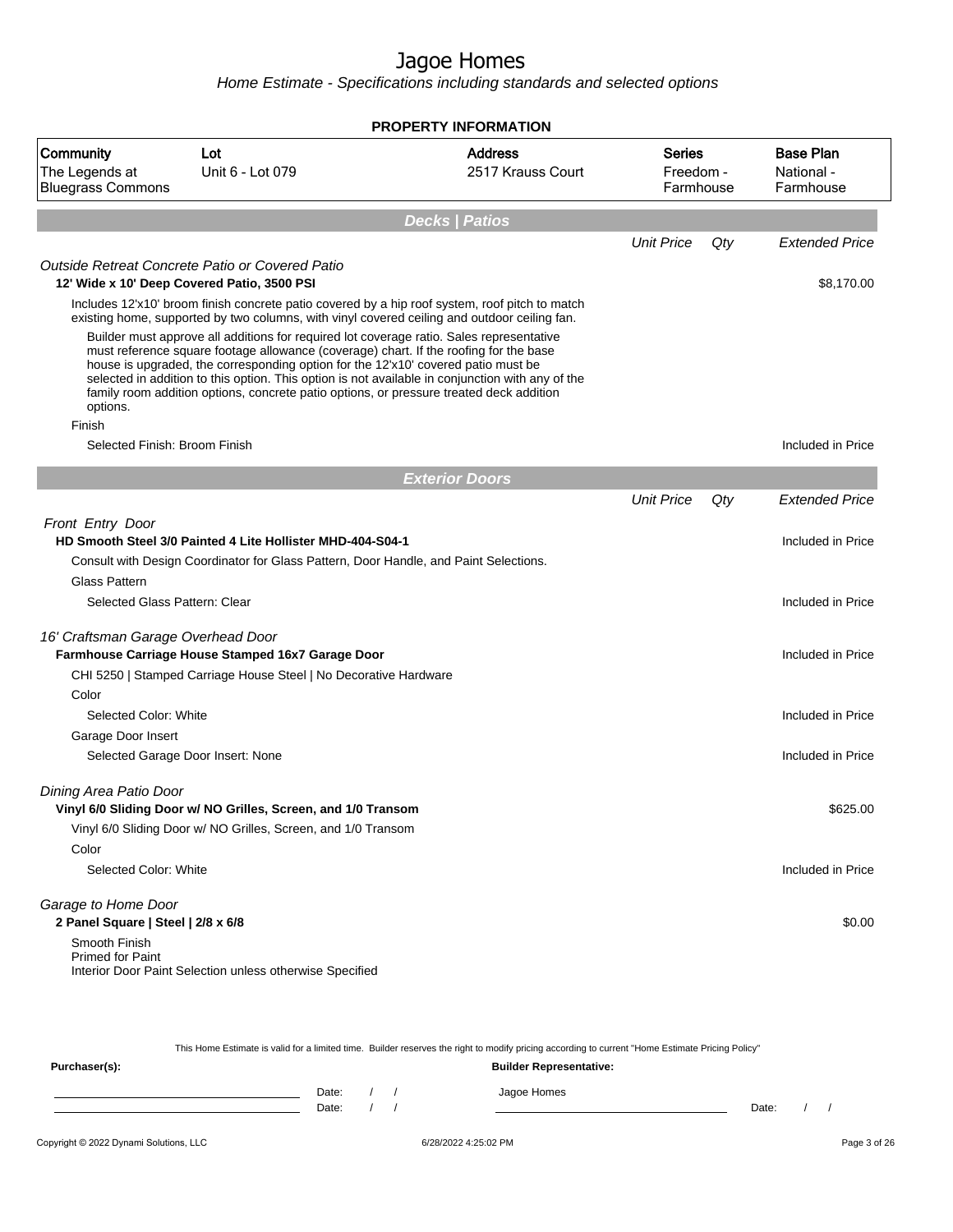# Jagoe Homes

Home Estimate - Specifications including standards and selected options

**PROPERTY INFORMATION**

| Community | Lot | Address | Series | Base Plan |
|---|---|---|---|---|
| The Legends at Bluegrass Commons | Unit 6 - Lot 079 | 2517 Krauss Court | Freedom - Farmhouse | National - Farmhouse |

## Decks | Patios

| | Unit Price | Qty | Extended Price |
|---|---|---|---|
| *Outside Retreat Concrete Patio or Covered Patio* | | | |
| **12' Wide x 10' Deep Covered Patio, 3500 PSI** | | | $8,170.00 |
| Includes 12'x10' broom finish concrete patio covered by a hip roof system, roof pitch to match existing home, supported by two columns, with vinyl covered ceiling and outdoor ceiling fan. | | | |
| Builder must approve all additions for required lot coverage ratio. Sales representative must reference square footage allowance (coverage) chart. If the roofing for the base house is upgraded, the corresponding option for the 12'x10' covered patio must be selected in addition to this option. This option is not available in conjunction with any of the family room addition options, concrete patio options, or pressure treated deck addition options. | | | |
| Finish | | | |
| Selected Finish: Broom Finish | | | Included in Price |

## Exterior Doors

| | Unit Price | Qty | Extended Price |
|---|---|---|---|
| *Front Entry Door* | | | |
| **HD Smooth Steel 3/0 Painted 4 Lite Hollister MHD-404-S04-1** | | | Included in Price |
| Consult with Design Coordinator for Glass Pattern, Door Handle, and Paint Selections. | | | |
| Glass Pattern | | | |
| Selected Glass Pattern: Clear | | | Included in Price |
| *16' Craftsman Garage Overhead Door* | | | |
| **Farmhouse Carriage House Stamped 16x7 Garage Door** | | | Included in Price |
| CHI 5250 \| Stamped Carriage House Steel \| No Decorative Hardware | | | |
| Color | | | |
| Selected Color: White | | | Included in Price |
| Garage Door Insert | | | |
| Selected Garage Door Insert: None | | | Included in Price |
| *Dining Area Patio Door* | | | |
| **Vinyl 6/0 Sliding Door w/ NO Grilles, Screen, and 1/0 Transom** | | | $625.00 |
| Vinyl 6/0 Sliding Door w/ NO Grilles, Screen, and 1/0 Transom | | | |
| Color | | | |
| Selected Color: White | | | Included in Price |
| *Garage to Home Door* | | | |
| **2 Panel Square \| Steel \| 2/8 x 6/8** | | | $0.00 |
| Smooth Finish<br>Primed for Paint<br>Interior Door Paint Selection unless otherwise Specified | | | |

This Home Estimate is valid for a limited time. Builder reserves the right to modify pricing according to current "Home Estimate Pricing Policy"

**Purchaser(s):**

Date: / /

Date: / /

**Builder Representative:**

Jagoe Homes

Date: / /

Copyright © 2022 Dynami Solutions, LLC — 6/28/2022 4:25:02 PM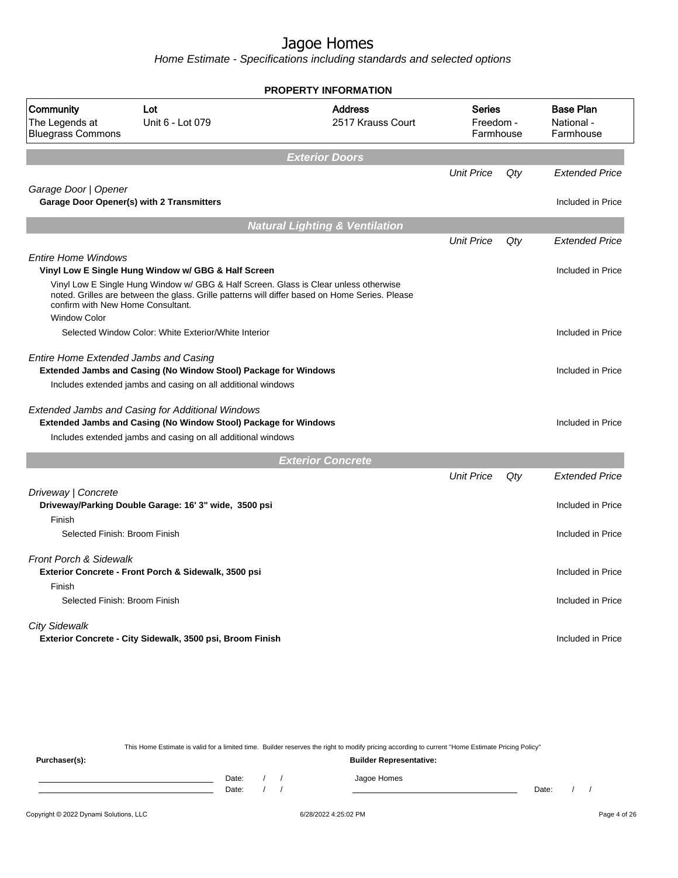# Jagoe Homes

*Home Estimate - Specifications including standards and selected options*

## PROPERTY INFORMATION

| Community | Lot | Address | Series | Base Plan |
|---|---|---|---|---|
| The Legends at Bluegrass Commons | Unit 6 - Lot 079 | 2517 Krauss Court | Freedom - Farmhouse | National - Farmhouse |

## Exterior Doors

| | Unit Price | Qty | Extended Price |
|---|---|---|---|
| *Garage Door \| Opener* | | | |
| **Garage Door Opener(s) with 2 Transmitters** | | | Included in Price |

## Natural Lighting & Ventilation

| | Unit Price | Qty | Extended Price |
|---|---|---|---|
| *Entire Home Windows* | | | |
| **Vinyl Low E Single Hung Window w/ GBG & Half Screen** | | | Included in Price |
| Vinyl Low E Single Hung Window w/ GBG & Half Screen. Glass is Clear unless otherwise noted. Grilles are between the glass. Grille patterns will differ based on Home Series. Please confirm with New Home Consultant. | | | |
| Window Color | | | |
| Selected Window Color: White Exterior/White Interior | | | Included in Price |
| *Entire Home Extended Jambs and Casing* | | | |
| **Extended Jambs and Casing (No Window Stool) Package for Windows** | | | Included in Price |
| Includes extended jambs and casing on all additional windows | | | |
| *Extended Jambs and Casing for Additional Windows* | | | |
| **Extended Jambs and Casing (No Window Stool) Package for Windows** | | | Included in Price |
| Includes extended jambs and casing on all additional windows | | | |

## Exterior Concrete

| | Unit Price | Qty | Extended Price |
|---|---|---|---|
| *Driveway \| Concrete* | | | |
| **Driveway/Parking Double Garage: 16' 3" wide, 3500 psi** | | | Included in Price |
| Finish | | | |
| Selected Finish: Broom Finish | | | Included in Price |
| *Front Porch & Sidewalk* | | | |
| **Exterior Concrete - Front Porch & Sidewalk, 3500 psi** | | | Included in Price |
| Finish | | | |
| Selected Finish: Broom Finish | | | Included in Price |
| *City Sidewalk* | | | |
| **Exterior Concrete - City Sidewalk, 3500 psi, Broom Finish** | | | Included in Price |

This Home Estimate is valid for a limited time. Builder reserves the right to modify pricing according to current "Home Estimate Pricing Policy"

**Purchaser(s):** **Builder Representative:**

Date: / /    Jagoe Homes

Date: / /    Date: / /

Copyright © 2022 Dynami Solutions, LLC    6/28/2022 4:25:02 PM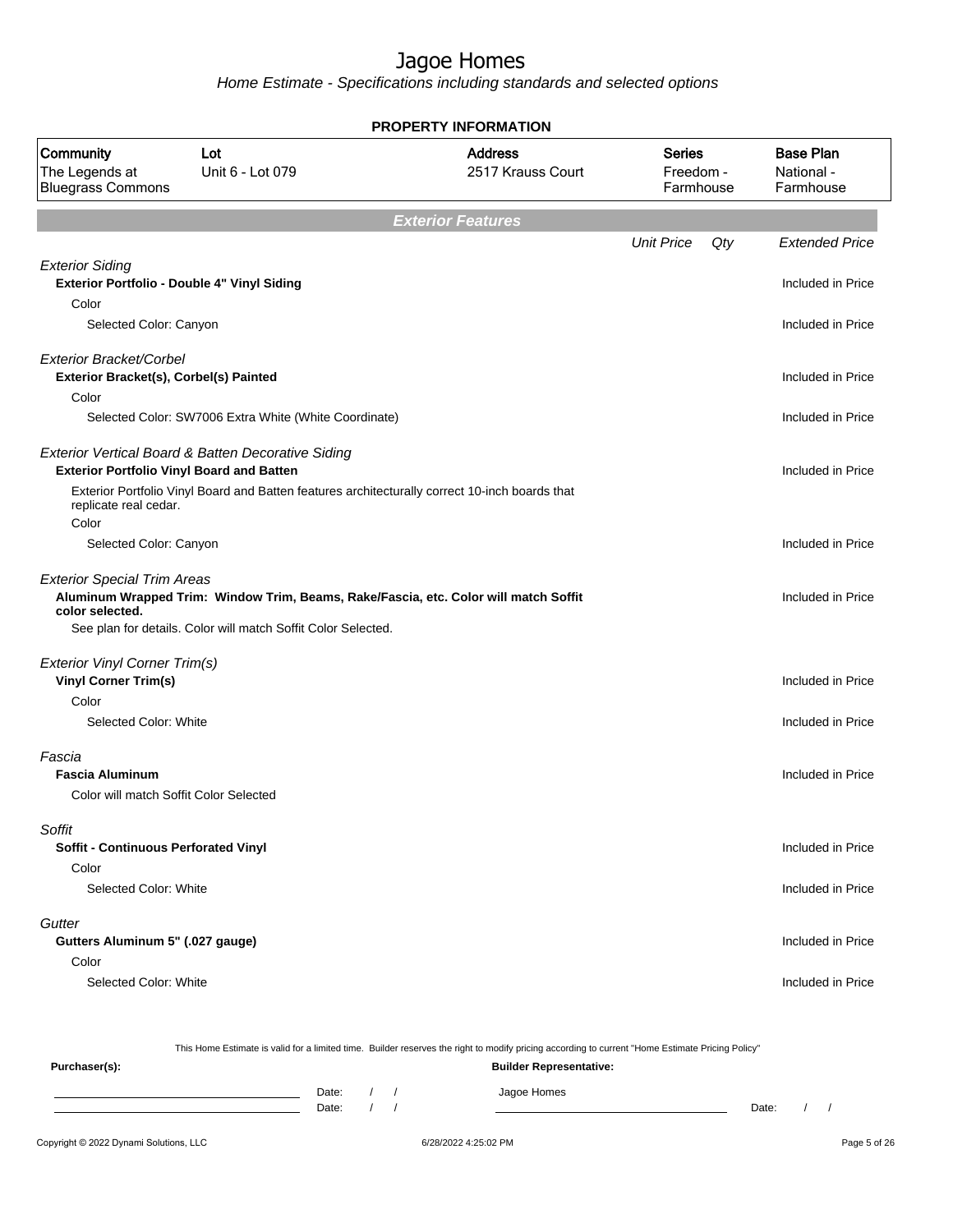# Jagoe Homes

*Home Estimate - Specifications including standards and selected options*

**PROPERTY INFORMATION**

| Community | Lot | Address | Series | Base Plan |
|---|---|---|---|---|
| The Legends at Bluegrass Commons | Unit 6 - Lot 079 | 2517 Krauss Court | Freedom - Farmhouse | National - Farmhouse |

## Exterior Features

| | Unit Price | Qty | Extended Price |
|---|---|---|---|
| *Exterior Siding* | | | |
| **Exterior Portfolio - Double 4" Vinyl Siding** | | | Included in Price |
| Color | | | |
| Selected Color: Canyon | | | Included in Price |
| *Exterior Bracket/Corbel* | | | |
| **Exterior Bracket(s), Corbel(s) Painted** | | | Included in Price |
| Color | | | |
| Selected Color: SW7006 Extra White (White Coordinate) | | | Included in Price |
| *Exterior Vertical Board & Batten Decorative Siding* | | | |
| **Exterior Portfolio Vinyl Board and Batten** | | | Included in Price |
| Exterior Portfolio Vinyl Board and Batten features architecturally correct 10-inch boards that replicate real cedar. | | | |
| Color | | | |
| Selected Color: Canyon | | | Included in Price |
| *Exterior Special Trim Areas* | | | |
| **Aluminum Wrapped Trim: Window Trim, Beams, Rake/Fascia, etc. Color will match Soffit color selected.** | | | Included in Price |
| See plan for details. Color will match Soffit Color Selected. | | | |
| *Exterior Vinyl Corner Trim(s)* | | | |
| **Vinyl Corner Trim(s)** | | | Included in Price |
| Color | | | |
| Selected Color: White | | | Included in Price |
| *Fascia* | | | |
| **Fascia Aluminum** | | | Included in Price |
| Color will match Soffit Color Selected | | | |
| *Soffit* | | | |
| **Soffit - Continuous Perforated Vinyl** | | | Included in Price |
| Color | | | |
| Selected Color: White | | | Included in Price |
| *Gutter* | | | |
| **Gutters Aluminum 5" (.027 gauge)** | | | Included in Price |
| Color | | | |
| Selected Color: White | | | Included in Price |

This Home Estimate is valid for a limited time. Builder reserves the right to modify pricing according to current "Home Estimate Pricing Policy"

**Purchaser(s):** Date: / / Date: / /

**Builder Representative:** Jagoe Homes Date: / /

Copyright © 2022 Dynami Solutions, LLC 6/28/2022 4:25:02 PM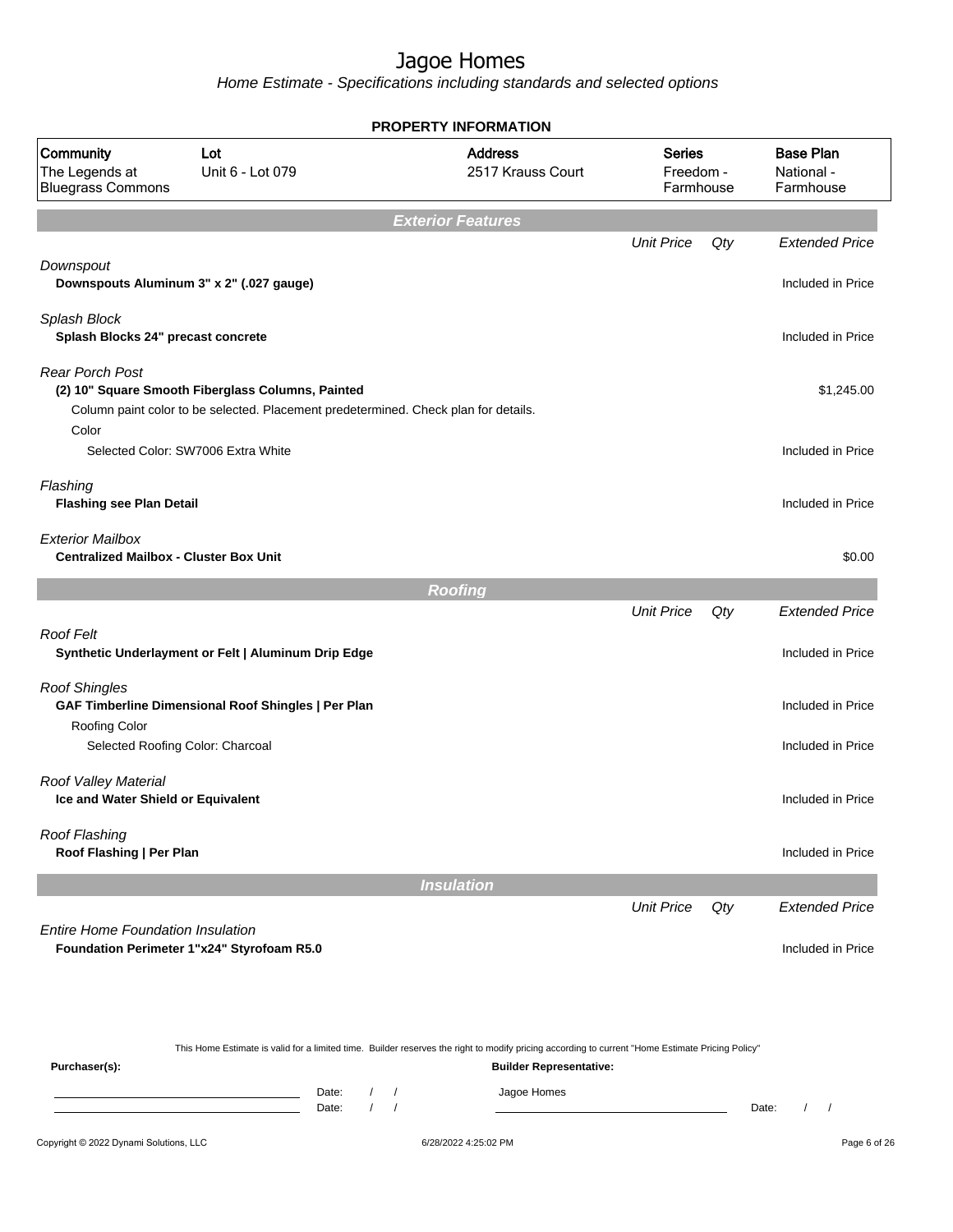# Jagoe Homes

*Home Estimate - Specifications including standards and selected options*

**PROPERTY INFORMATION**

| Community | Lot | Address | Series | Base Plan |
|---|---|---|---|---|
| The Legends at Bluegrass Commons | Unit 6 - Lot 079 | 2517 Krauss Court | Freedom - Farmhouse | National - Farmhouse |

## Exterior Features

| | Unit Price | Qty | Extended Price |
|---|---|---|---|
| *Downspout* | | | |
| **Downspouts Aluminum 3" x 2" (.027 gauge)** | | | Included in Price |
| *Splash Block* | | | |
| **Splash Blocks 24" precast concrete** | | | Included in Price |
| *Rear Porch Post* | | | |
| **(2) 10" Square Smooth Fiberglass Columns, Painted** | | | $1,245.00 |
| Column paint color to be selected. Placement predetermined. Check plan for details. | | | |
| Color | | | |
| Selected Color: SW7006 Extra White | | | Included in Price |
| *Flashing* | | | |
| **Flashing see Plan Detail** | | | Included in Price |
| *Exterior Mailbox* | | | |
| **Centralized Mailbox - Cluster Box Unit** | | | $0.00 |

## Roofing

| | Unit Price | Qty | Extended Price |
|---|---|---|---|
| *Roof Felt* | | | |
| **Synthetic Underlayment or Felt \| Aluminum Drip Edge** | | | Included in Price |
| *Roof Shingles* | | | |
| **GAF Timberline Dimensional Roof Shingles \| Per Plan** | | | Included in Price |
| Roofing Color | | | |
| Selected Roofing Color: Charcoal | | | Included in Price |
| *Roof Valley Material* | | | |
| **Ice and Water Shield or Equivalent** | | | Included in Price |
| *Roof Flashing* | | | |
| **Roof Flashing \| Per Plan** | | | Included in Price |

## Insulation

| | Unit Price | Qty | Extended Price |
|---|---|---|---|
| *Entire Home Foundation Insulation* | | | |
| **Foundation Perimeter 1"x24" Styrofoam R5.0** | | | Included in Price |

This Home Estimate is valid for a limited time. Builder reserves the right to modify pricing according to current "Home Estimate Pricing Policy"

**Purchaser(s):**

Date: / /

Date: / /

**Builder Representative:**

Jagoe Homes

Date: / /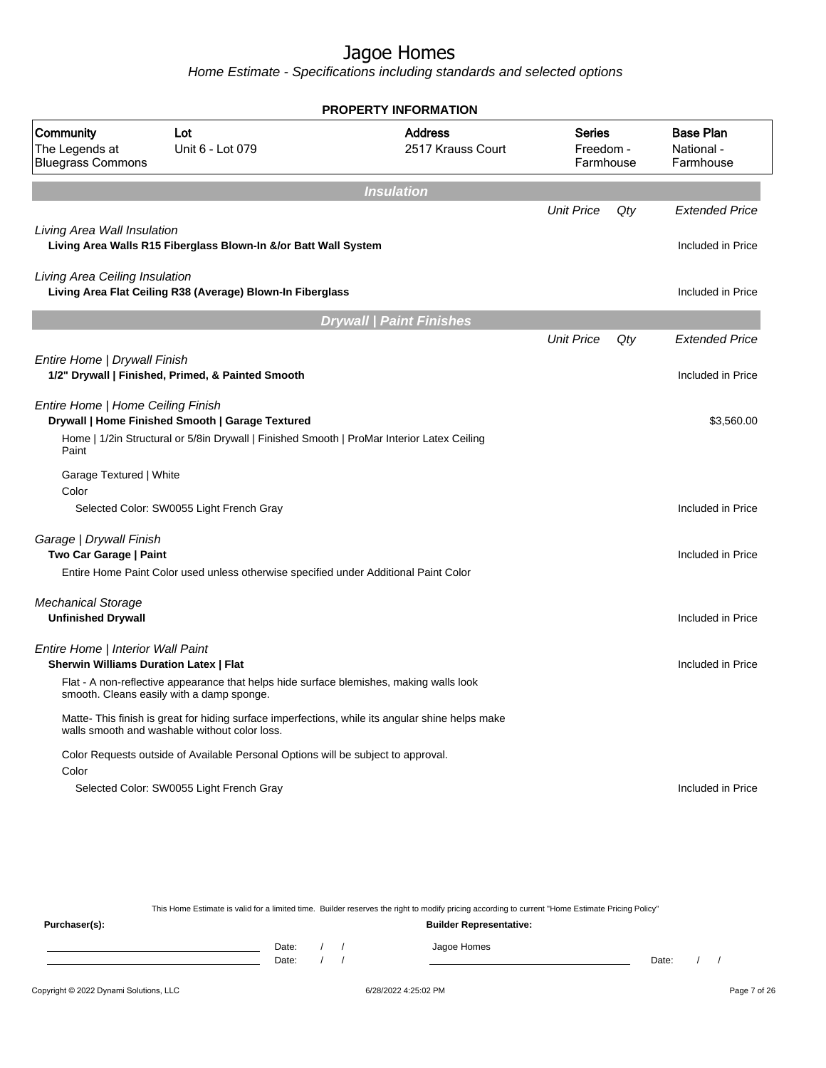# Jagoe Homes

*Home Estimate - Specifications including standards and selected options*

**PROPERTY INFORMATION**

| Community | Lot | Address | Series | Base Plan |
|---|---|---|---|---|
| The Legends at Bluegrass Commons | Unit 6 - Lot 079 | 2517 Krauss Court | Freedom - Farmhouse | National - Farmhouse |

## Insulation

| | Unit Price | Qty | Extended Price |
|---|---|---|---|
| *Living Area Wall Insulation* | | | |
| **Living Area Walls R15 Fiberglass Blown-In &/or Batt Wall System** | | | Included in Price |
| *Living Area Ceiling Insulation* | | | |
| **Living Area Flat Ceiling R38 (Average) Blown-In Fiberglass** | | | Included in Price |

## Drywall | Paint Finishes

| | Unit Price | Qty | Extended Price |
|---|---|---|---|
| *Entire Home \| Drywall Finish* | | | |
| **1/2" Drywall \| Finished, Primed, & Painted Smooth** | | | Included in Price |
| *Entire Home \| Home Ceiling Finish* | | | |
| **Drywall \| Home Finished Smooth \| Garage Textured** | | | $3,560.00 |
| Home \| 1/2in Structural or 5/8in Drywall \| Finished Smooth \| ProMar Interior Latex Ceiling Paint | | | |
| Garage Textured \| White | | | |
| Color | | | |
| Selected Color: SW0055 Light French Gray | | | Included in Price |
| *Garage \| Drywall Finish* | | | |
| **Two Car Garage \| Paint** | | | Included in Price |
| Entire Home Paint Color used unless otherwise specified under Additional Paint Color | | | |
| *Mechanical Storage* | | | |
| **Unfinished Drywall** | | | Included in Price |
| *Entire Home \| Interior Wall Paint* | | | |
| **Sherwin Williams Duration Latex \| Flat** | | | Included in Price |
| Flat - A non-reflective appearance that helps hide surface blemishes, making walls look smooth. Cleans easily with a damp sponge. | | | |
| Matte- This finish is great for hiding surface imperfections, while its angular shine helps make walls smooth and washable without color loss. | | | |
| Color Requests outside of Available Personal Options will be subject to approval. | | | |
| Color | | | |
| Selected Color: SW0055 Light French Gray | | | Included in Price |

This Home Estimate is valid for a limited time. Builder reserves the right to modify pricing according to current "Home Estimate Pricing Policy"

**Purchaser(s):**

Date: / /

Date: / /

**Builder Representative:**

Jagoe Homes

Date: / /

Copyright © 2022 Dynami Solutions, LLC — 6/28/2022 4:25:02 PM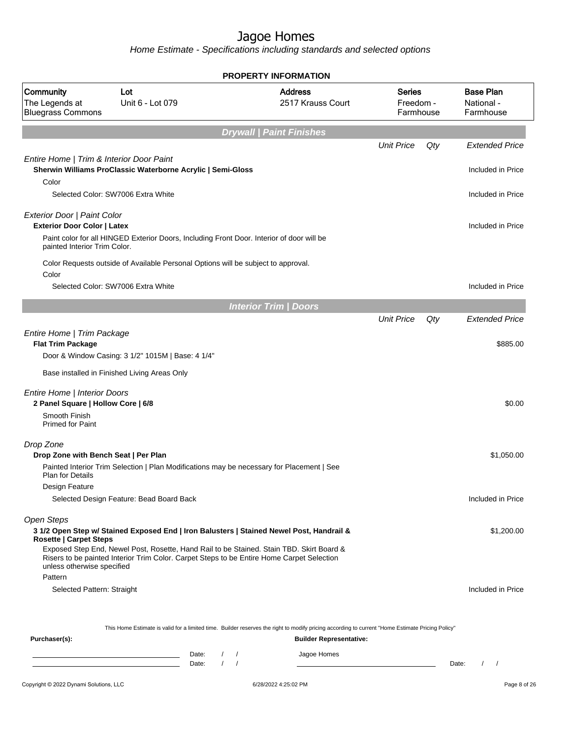# Jagoe Homes

Home Estimate - Specifications including standards and selected options

**PROPERTY INFORMATION**

| Community | Lot | Address | Series | Base Plan |
|---|---|---|---|---|
| The Legends at Bluegrass Commons | Unit 6 - Lot 079 | 2517 Krauss Court | Freedom - Farmhouse | National - Farmhouse |

## Drywall | Paint Finishes

| | Unit Price | Qty | Extended Price |
|---|---|---|---|
| *Entire Home \| Trim & Interior Door Paint* | | | |
| **Sherwin Williams ProClassic Waterborne Acrylic \| Semi-Gloss** | | | Included in Price |
| Color | | | |
| Selected Color: SW7006 Extra White | | | Included in Price |
| *Exterior Door \| Paint Color* | | | |
| **Exterior Door Color \| Latex** | | | Included in Price |
| Paint color for all HINGED Exterior Doors, Including Front Door. Interior of door will be painted Interior Trim Color. | | | |
| Color Requests outside of Available Personal Options will be subject to approval. | | | |
| Color | | | |
| Selected Color: SW7006 Extra White | | | Included in Price |

## Interior Trim | Doors

| | Unit Price | Qty | Extended Price |
|---|---|---|---|
| *Entire Home \| Trim Package* | | | |
| **Flat Trim Package** | | | $885.00 |
| Door & Window Casing: 3 1/2" 1015M \| Base: 4 1/4" | | | |
| Base installed in Finished Living Areas Only | | | |
| *Entire Home \| Interior Doors* | | | |
| **2 Panel Square \| Hollow Core \| 6/8** | | | $0.00 |
| Smooth Finish<br>Primed for Paint | | | |
| *Drop Zone* | | | |
| **Drop Zone with Bench Seat \| Per Plan** | | | $1,050.00 |
| Painted Interior Trim Selection \| Plan Modifications may be necessary for Placement \| See Plan for Details | | | |
| Design Feature | | | |
| Selected Design Feature: Bead Board Back | | | Included in Price |
| *Open Steps* | | | |
| **3 1/2 Open Step w/ Stained Exposed End \| Iron Balusters \| Stained Newel Post, Handrail & Rosette \| Carpet Steps** | | | $1,200.00 |
| Exposed Step End, Newel Post, Rosette, Hand Rail to be Stained. Stain TBD. Skirt Board & Risers to be painted Interior Trim Color. Carpet Steps to be Entire Home Carpet Selection unless otherwise specified | | | |
| Pattern | | | |
| Selected Pattern: Straight | | | Included in Price |

This Home Estimate is valid for a limited time. Builder reserves the right to modify pricing according to current "Home Estimate Pricing Policy"

**Purchaser(s):** Date: / / Date: / /

**Builder Representative:** Jagoe Homes Date: / /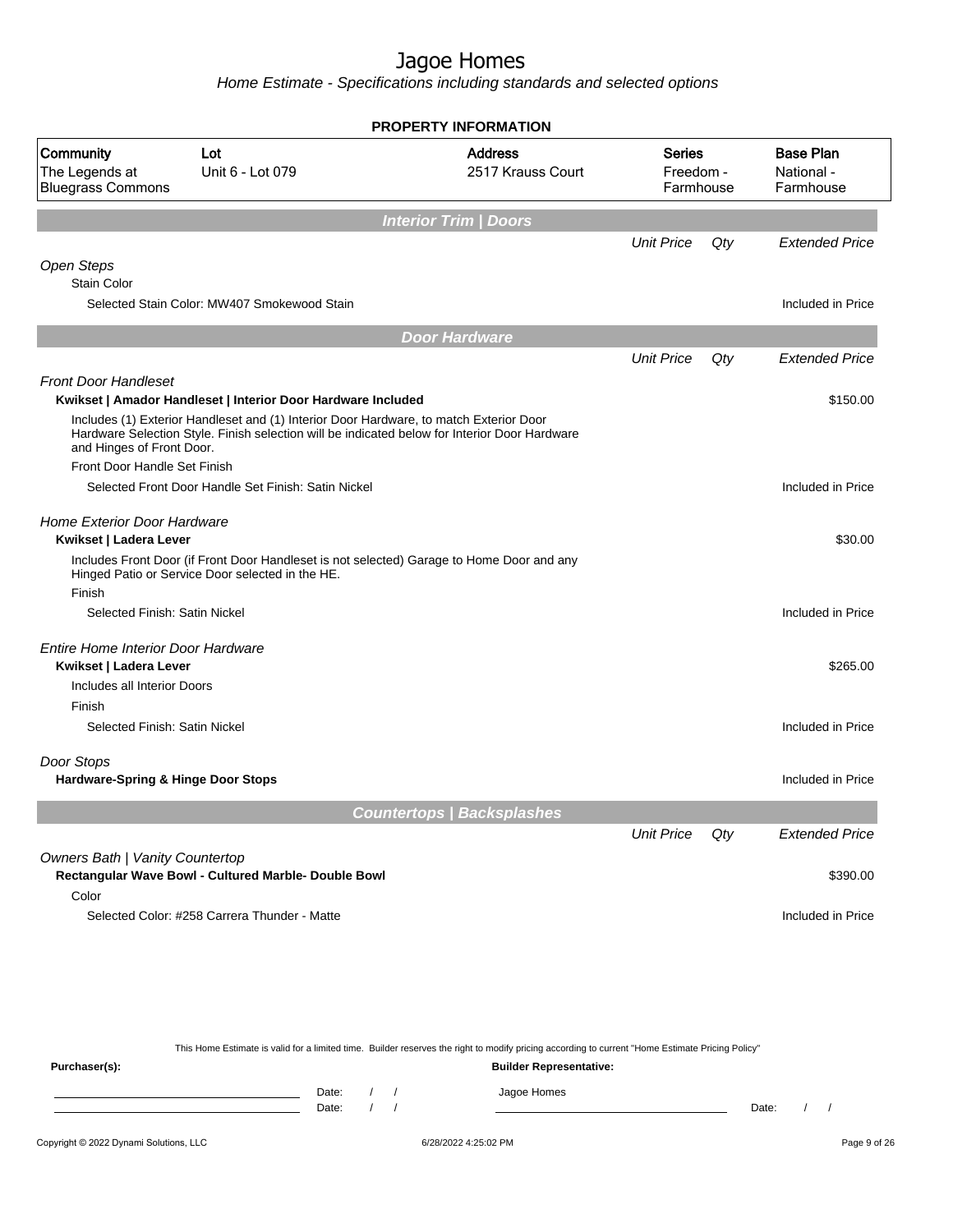# Jagoe Homes

*Home Estimate - Specifications including standards and selected options*

## PROPERTY INFORMATION

| Community | Lot | Address | Series | Base Plan |
|---|---|---|---|---|
| The Legends at Bluegrass Commons | Unit 6 - Lot 079 | 2517 Krauss Court | Freedom - Farmhouse | National - Farmhouse |

## Interior Trim | Doors

| | Unit Price | Qty | Extended Price |
|---|---|---|---|
| *Open Steps* | | | |
| Stain Color | | | |
| Selected Stain Color: MW407 Smokewood Stain | | | Included in Price |

## Door Hardware

| | Unit Price | Qty | Extended Price |
|---|---|---|---|
| *Front Door Handleset* | | | |
| **Kwikset \| Amador Handleset \| Interior Door Hardware Included** | | | $150.00 |
| Includes (1) Exterior Handleset and (1) Interior Door Hardware, to match Exterior Door Hardware Selection Style. Finish selection will be indicated below for Interior Door Hardware and Hinges of Front Door. | | | |
| Front Door Handle Set Finish | | | |
| Selected Front Door Handle Set Finish: Satin Nickel | | | Included in Price |
| *Home Exterior Door Hardware* | | | |
| **Kwikset \| Ladera Lever** | | | $30.00 |
| Includes Front Door (if Front Door Handleset is not selected) Garage to Home Door and any Hinged Patio or Service Door selected in the HE. | | | |
| Finish | | | |
| Selected Finish: Satin Nickel | | | Included in Price |
| *Entire Home Interior Door Hardware* | | | |
| **Kwikset \| Ladera Lever** | | | $265.00 |
| Includes all Interior Doors | | | |
| Finish | | | |
| Selected Finish: Satin Nickel | | | Included in Price |
| *Door Stops* | | | |
| **Hardware-Spring & Hinge Door Stops** | | | Included in Price |

## Countertops | Backsplashes

| | Unit Price | Qty | Extended Price |
|---|---|---|---|
| *Owners Bath \| Vanity Countertop* | | | |
| **Rectangular Wave Bowl - Cultured Marble- Double Bowl** | | | $390.00 |
| Color | | | |
| Selected Color: #258 Carrera Thunder - Matte | | | Included in Price |

This Home Estimate is valid for a limited time. Builder reserves the right to modify pricing according to current "Home Estimate Pricing Policy"

**Purchaser(s):** ______________________ Date: / / 
______________________ Date: / /

**Builder Representative:** Jagoe Homes
______________________ Date: / /

Copyright © 2022 Dynami Solutions, LLC — 6/28/2022 4:25:02 PM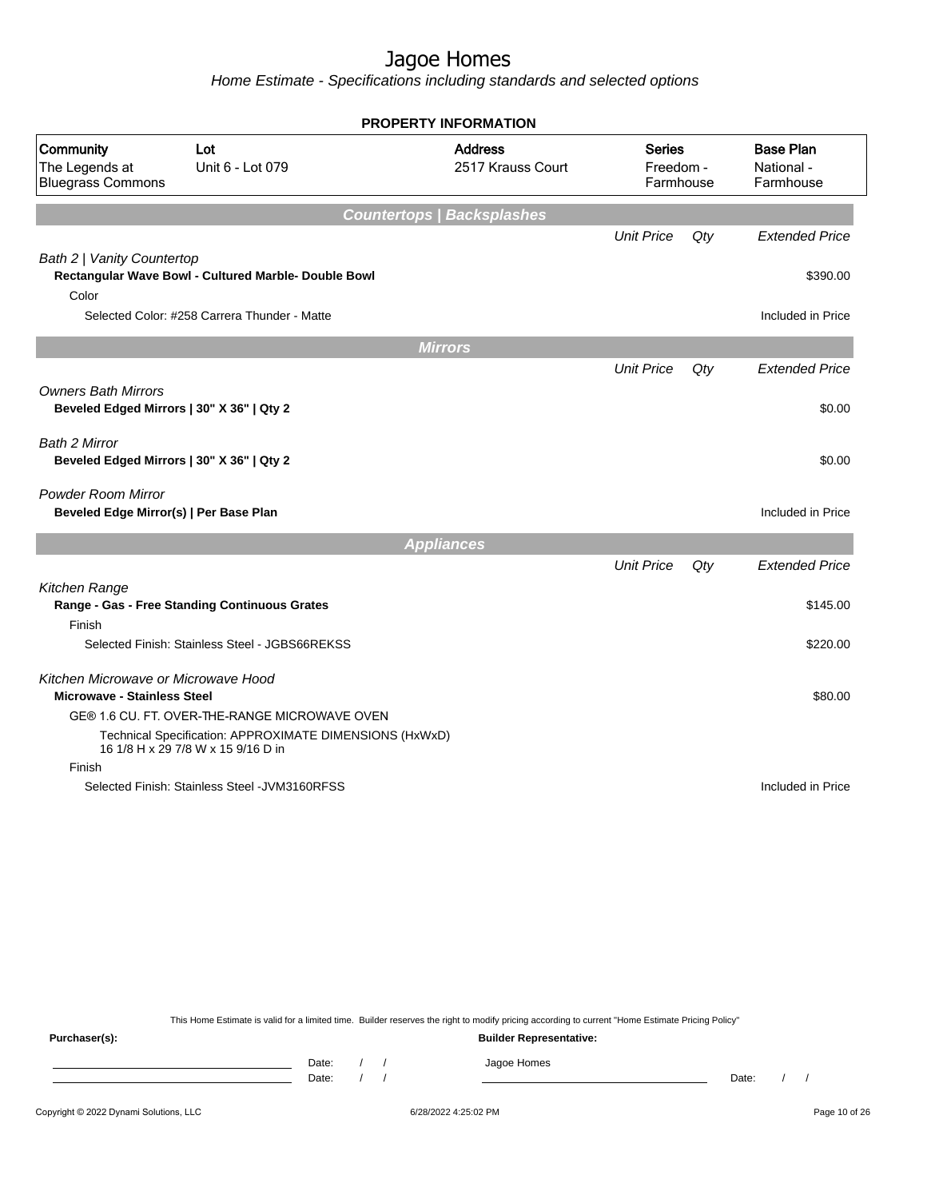# Jagoe Homes

*Home Estimate - Specifications including standards and selected options*

**PROPERTY INFORMATION**

| Community | Lot | Address | Series | Base Plan |
|---|---|---|---|---|
| The Legends at Bluegrass Commons | Unit 6 - Lot 079 | 2517 Krauss Court | Freedom - Farmhouse | National - Farmhouse |

## Countertops | Backsplashes

| | Unit Price | Qty | Extended Price |
|---|---|---|---|
| *Bath 2 \| Vanity Countertop* | | | |
| **Rectangular Wave Bowl - Cultured Marble- Double Bowl** | | | $390.00 |
| Color | | | |
| Selected Color: #258 Carrera Thunder - Matte | | | Included in Price |

## Mirrors

| | Unit Price | Qty | Extended Price |
|---|---|---|---|
| *Owners Bath Mirrors* | | | |
| **Beveled Edged Mirrors \| 30" X 36" \| Qty 2** | | | $0.00 |
| *Bath 2 Mirror* | | | |
| **Beveled Edged Mirrors \| 30" X 36" \| Qty 2** | | | $0.00 |
| *Powder Room Mirror* | | | |
| **Beveled Edge Mirror(s) \| Per Base Plan** | | | Included in Price |

## Appliances

| | Unit Price | Qty | Extended Price |
|---|---|---|---|
| *Kitchen Range* | | | |
| **Range - Gas - Free Standing Continuous Grates** | | | $145.00 |
| Finish | | | |
| Selected Finish: Stainless Steel - JGBS66REKSS | | | $220.00 |
| *Kitchen Microwave or Microwave Hood* | | | |
| **Microwave - Stainless Steel** | | | $80.00 |
| GE® 1.6 CU. FT. OVER-THE-RANGE MICROWAVE OVEN | | | |
| Technical Specification: APPROXIMATE DIMENSIONS (HxWxD) 16 1/8 H x 29 7/8 W x 15 9/16 D in | | | |
| Finish | | | |
| Selected Finish: Stainless Steel -JVM3160RFSS | | | Included in Price |

This Home Estimate is valid for a limited time. Builder reserves the right to modify pricing according to current "Home Estimate Pricing Policy"

**Purchaser(s):** | **Builder Representative:**

Date: / / | Jagoe Homes

Date: / / | Date: / /

Copyright © 2022 Dynami Solutions, LLC | 6/28/2022 4:25:02 PM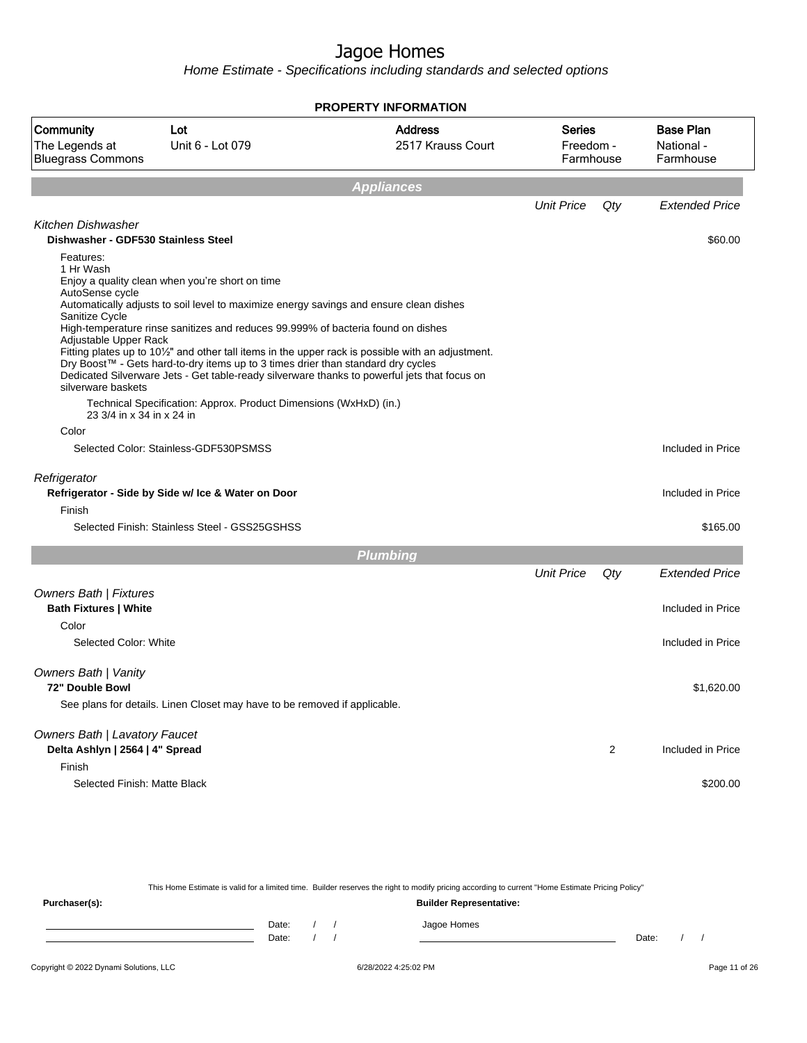# Jagoe Homes

*Home Estimate - Specifications including standards and selected options*

**PROPERTY INFORMATION**

| Community | Lot | Address | Series | Base Plan |
|---|---|---|---|---|
| The Legends at Bluegrass Commons | Unit 6 - Lot 079 | 2517 Krauss Court | Freedom - Farmhouse | National - Farmhouse |

## Appliances

| | Unit Price | Qty | Extended Price |
|---|---|---|---|
| *Kitchen Dishwasher* | | | |
| **Dishwasher - GDF530 Stainless Steel** | | | $60.00 |

Features:
1 Hr Wash
Enjoy a quality clean when you're short on time
AutoSense cycle
Automatically adjusts to soil level to maximize energy savings and ensure clean dishes
Sanitize Cycle
High-temperature rinse sanitizes and reduces 99.999% of bacteria found on dishes
Adjustable Upper Rack
Fitting plates up to 10½" and other tall items in the upper rack is possible with an adjustment.
Dry Boost™ - Gets hard-to-dry items up to 3 times drier than standard dry cycles
Dedicated Silverware Jets - Get table-ready silverware thanks to powerful jets that focus on silverware baskets

Technical Specification: Approx. Product Dimensions (WxHxD) (in.)
23 3/4 in x 34 in x 24 in

| | Unit Price | Qty | Extended Price |
|---|---|---|---|
| Color | | | |
| Selected Color: Stainless-GDF530PSMSS | | | Included in Price |
| *Refrigerator* | | | |
| **Refrigerator - Side by Side w/ Ice & Water on Door** | | | Included in Price |
| Finish | | | |
| Selected Finish: Stainless Steel - GSS25GSHSS | | | $165.00 |

## Plumbing

| | Unit Price | Qty | Extended Price |
|---|---|---|---|
| *Owners Bath \| Fixtures* | | | |
| **Bath Fixtures \| White** | | | Included in Price |
| Color | | | |
| Selected Color: White | | | Included in Price |
| *Owners Bath \| Vanity* | | | |
| **72" Double Bowl** | | | $1,620.00 |
| See plans for details. Linen Closet may have to be removed if applicable. | | | |
| *Owners Bath \| Lavatory Faucet* | | | |
| **Delta Ashlyn \| 2564 \| 4" Spread** | | 2 | Included in Price |
| Finish | | | |
| Selected Finish: Matte Black | | | $200.00 |

This Home Estimate is valid for a limited time. Builder reserves the right to modify pricing according to current "Home Estimate Pricing Policy"

**Purchaser(s):** **Builder Representative:**

Date: / / Jagoe Homes
Date: / / Date: / /

Copyright © 2022 Dynami Solutions, LLC 6/28/2022 4:25:02 PM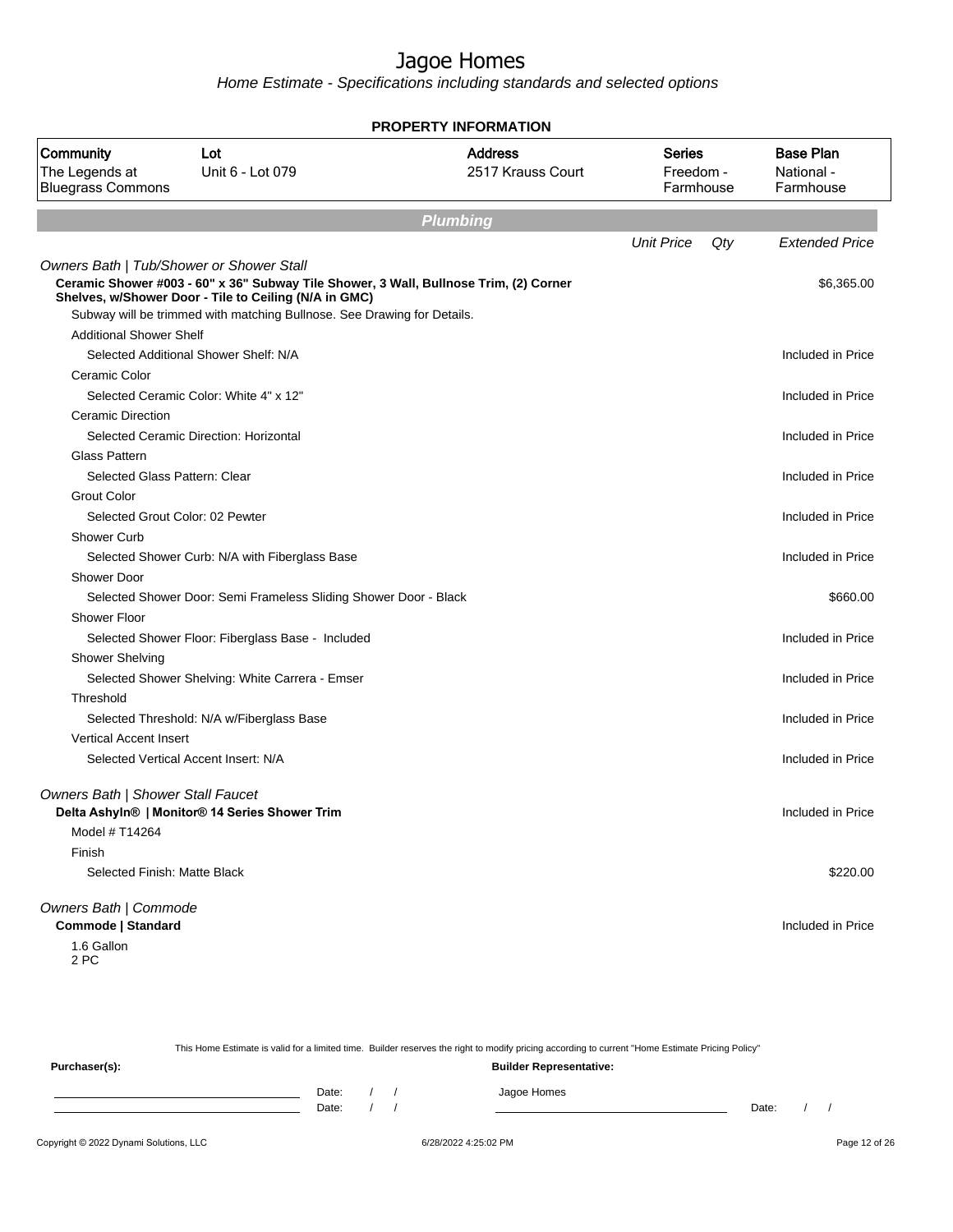# Jagoe Homes

*Home Estimate - Specifications including standards and selected options*

**PROPERTY INFORMATION**

| Community | Lot | Address | Series | Base Plan |
|---|---|---|---|---|
| The Legends at Bluegrass Commons | Unit 6 - Lot 079 | 2517 Krauss Court | Freedom - Farmhouse | National - Farmhouse |

## Plumbing

| | Unit Price | Qty | Extended Price |
|---|---|---|---|
| *Owners Bath \| Tub/Shower or Shower Stall* | | | |
| **Ceramic Shower #003 - 60" x 36" Subway Tile Shower, 3 Wall, Bullnose Trim, (2) Corner Shelves, w/Shower Door - Tile to Ceiling (N/A in GMC)** | | | $6,365.00 |
| Subway will be trimmed with matching Bullnose. See Drawing for Details. | | | |
| Additional Shower Shelf | | | |
| Selected Additional Shower Shelf: N/A | | | Included in Price |
| Ceramic Color | | | |
| Selected Ceramic Color: White 4" x 12" | | | Included in Price |
| Ceramic Direction | | | |
| Selected Ceramic Direction: Horizontal | | | Included in Price |
| Glass Pattern | | | |
| Selected Glass Pattern: Clear | | | Included in Price |
| Grout Color | | | |
| Selected Grout Color: 02 Pewter | | | Included in Price |
| Shower Curb | | | |
| Selected Shower Curb: N/A with Fiberglass Base | | | Included in Price |
| Shower Door | | | |
| Selected Shower Door: Semi Frameless Sliding Shower Door - Black | | | $660.00 |
| Shower Floor | | | |
| Selected Shower Floor: Fiberglass Base - Included | | | Included in Price |
| Shower Shelving | | | |
| Selected Shower Shelving: White Carrera - Emser | | | Included in Price |
| Threshold | | | |
| Selected Threshold: N/A w/Fiberglass Base | | | Included in Price |
| Vertical Accent Insert | | | |
| Selected Vertical Accent Insert: N/A | | | Included in Price |
| *Owners Bath \| Shower Stall Faucet* | | | |
| **Delta Ashyln® \| Monitor® 14 Series Shower Trim** | | | Included in Price |
| Model # T14264 | | | |
| Finish | | | |
| Selected Finish: Matte Black | | | $220.00 |
| *Owners Bath \| Commode* | | | |
| **Commode \| Standard** | | | Included in Price |
| 1.6 Gallon<br>2 PC | | | |

This Home Estimate is valid for a limited time. Builder reserves the right to modify pricing according to current "Home Estimate Pricing Policy"

**Purchaser(s):** **Builder Representative:**

Date: / / Jagoe Homes

Date: / / Date: / /

Copyright © 2022 Dynami Solutions, LLC 6/28/2022 4:25:02 PM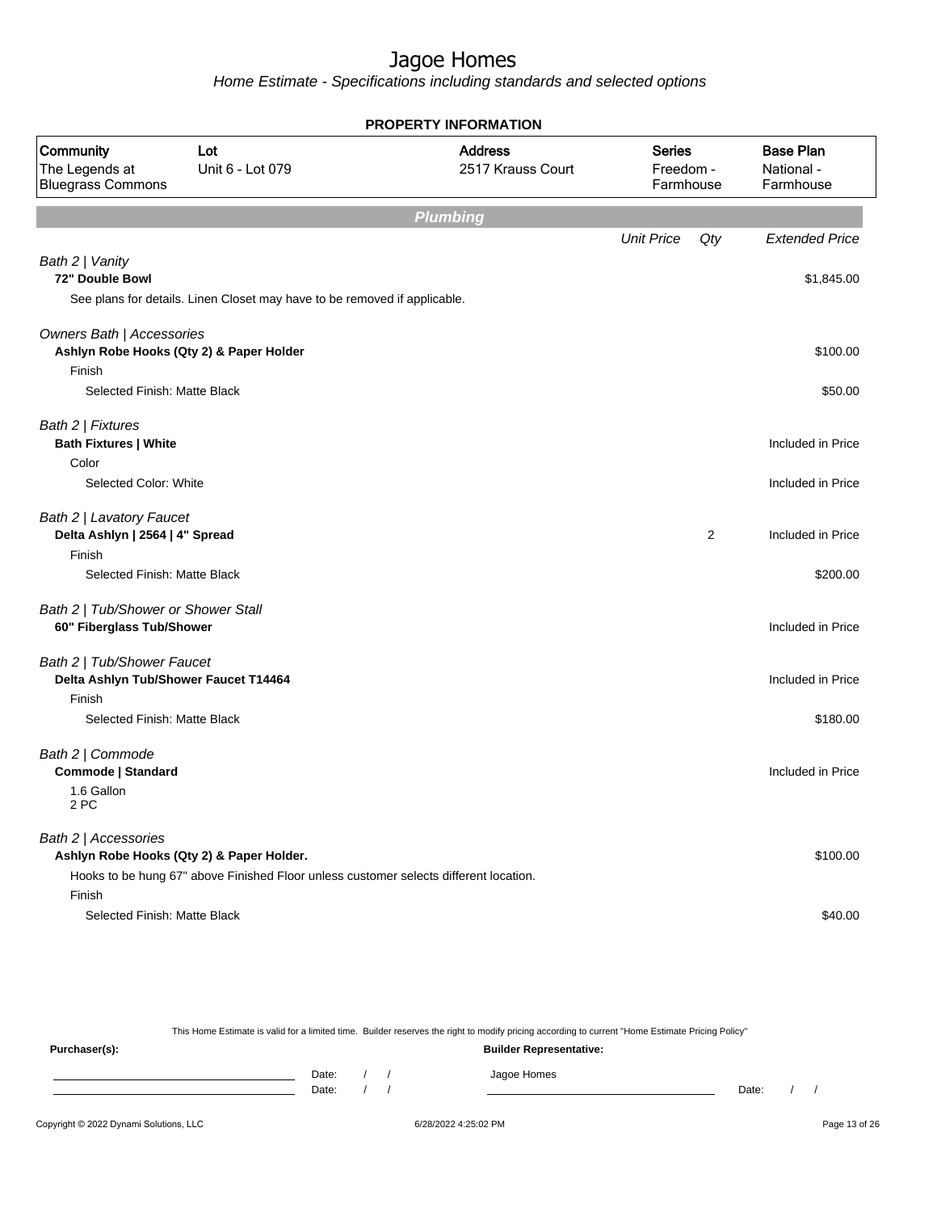# Jagoe Homes

*Home Estimate - Specifications including standards and selected options*

**PROPERTY INFORMATION**

| Community | Lot | Address | Series | Base Plan |
|---|---|---|---|---|
| The Legends at Bluegrass Commons | Unit 6 - Lot 079 | 2517 Krauss Court | Freedom - Farmhouse | National - Farmhouse |

## Plumbing

| | Unit Price | Qty | Extended Price |
|---|---|---|---|
| *Bath 2 \| Vanity* | | | |
| **72" Double Bowl** | | | $1,845.00 |
| See plans for details. Linen Closet may have to be removed if applicable. | | | |
| *Owners Bath \| Accessories* | | | |
| **Ashlyn Robe Hooks (Qty 2) & Paper Holder** | | | $100.00 |
| Finish | | | |
| Selected Finish: Matte Black | | | $50.00 |
| *Bath 2 \| Fixtures* | | | |
| **Bath Fixtures \| White** | | | Included in Price |
| Color | | | |
| Selected Color: White | | | Included in Price |
| *Bath 2 \| Lavatory Faucet* | | | |
| **Delta Ashlyn \| 2564 \| 4" Spread** | | 2 | Included in Price |
| Finish | | | |
| Selected Finish: Matte Black | | | $200.00 |
| *Bath 2 \| Tub/Shower or Shower Stall* | | | |
| **60" Fiberglass Tub/Shower** | | | Included in Price |
| *Bath 2 \| Tub/Shower Faucet* | | | |
| **Delta Ashlyn Tub/Shower Faucet T14464** | | | Included in Price |
| Finish | | | |
| Selected Finish: Matte Black | | | $180.00 |
| *Bath 2 \| Commode* | | | |
| **Commode \| Standard** | | | Included in Price |
| 1.6 Gallon<br>2 PC | | | |
| *Bath 2 \| Accessories* | | | |
| **Ashlyn Robe Hooks (Qty 2) & Paper Holder.** | | | $100.00 |
| Hooks to be hung 67" above Finished Floor unless customer selects different location. | | | |
| Finish | | | |
| Selected Finish: Matte Black | | | $40.00 |

This Home Estimate is valid for a limited time. Builder reserves the right to modify pricing according to current "Home Estimate Pricing Policy"

**Purchaser(s):**

Date: / /

Date: / /

**Builder Representative:**

Jagoe Homes

Date: / /

Copyright © 2022 Dynami Solutions, LLC — 6/28/2022 4:25:02 PM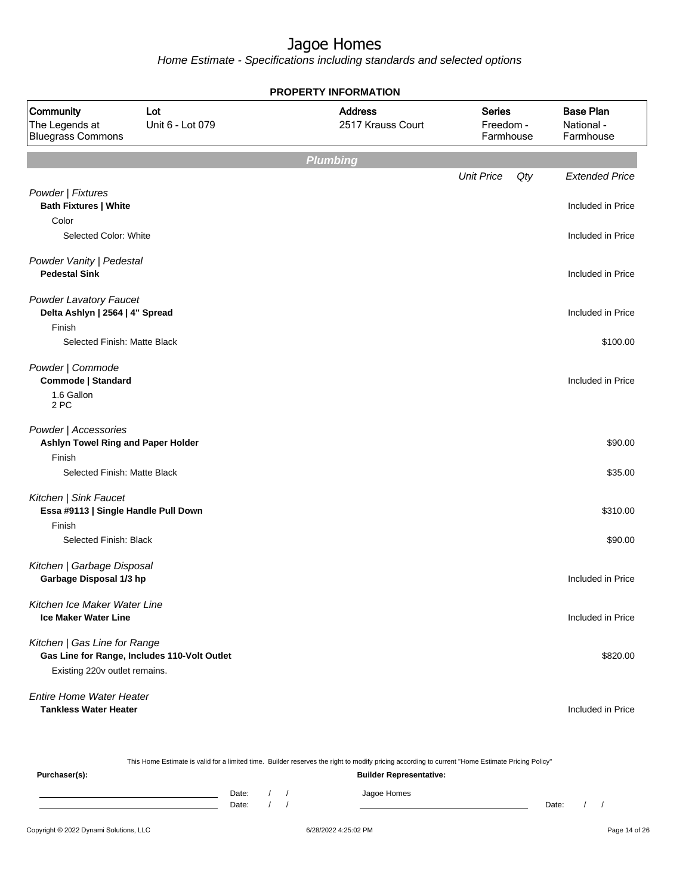# Jagoe Homes

*Home Estimate - Specifications including standards and selected options*

**PROPERTY INFORMATION**

| Community | Lot | Address | Series | Base Plan |
|---|---|---|---|---|
| The Legends at Bluegrass Commons | Unit 6 - Lot 079 | 2517 Krauss Court | Freedom - Farmhouse | National - Farmhouse |

## Plumbing

| | Unit Price | Qty | Extended Price |
|---|---|---|---|
| *Powder \| Fixtures* | | | |
| **Bath Fixtures \| White** | | | Included in Price |
| Color | | | |
| Selected Color: White | | | Included in Price |
| *Powder Vanity \| Pedestal* | | | |
| **Pedestal Sink** | | | Included in Price |
| *Powder Lavatory Faucet* | | | |
| **Delta Ashlyn \| 2564 \| 4" Spread** | | | Included in Price |
| Finish | | | |
| Selected Finish: Matte Black | | | $100.00 |
| *Powder \| Commode* | | | |
| **Commode \| Standard** | | | Included in Price |
| 1.6 Gallon<br>2 PC | | | |
| *Powder \| Accessories* | | | |
| **Ashlyn Towel Ring and Paper Holder** | | | $90.00 |
| Finish | | | |
| Selected Finish: Matte Black | | | $35.00 |
| *Kitchen \| Sink Faucet* | | | |
| **Essa #9113 \| Single Handle Pull Down** | | | $310.00 |
| Finish | | | |
| Selected Finish: Black | | | $90.00 |
| *Kitchen \| Garbage Disposal* | | | |
| **Garbage Disposal 1/3 hp** | | | Included in Price |
| *Kitchen Ice Maker Water Line* | | | |
| **Ice Maker Water Line** | | | Included in Price |
| *Kitchen \| Gas Line for Range* | | | |
| **Gas Line for Range, Includes 110-Volt Outlet** | | | $820.00 |
| Existing 220v outlet remains. | | | |
| *Entire Home Water Heater* | | | |
| **Tankless Water Heater** | | | Included in Price |

This Home Estimate is valid for a limited time. Builder reserves the right to modify pricing according to current "Home Estimate Pricing Policy"

**Purchaser(s):**

Date: / /

Date: / /

**Builder Representative:**

Jagoe Homes

Date: / /

Copyright © 2022 Dynami Solutions, LLC — 6/28/2022 4:25:02 PM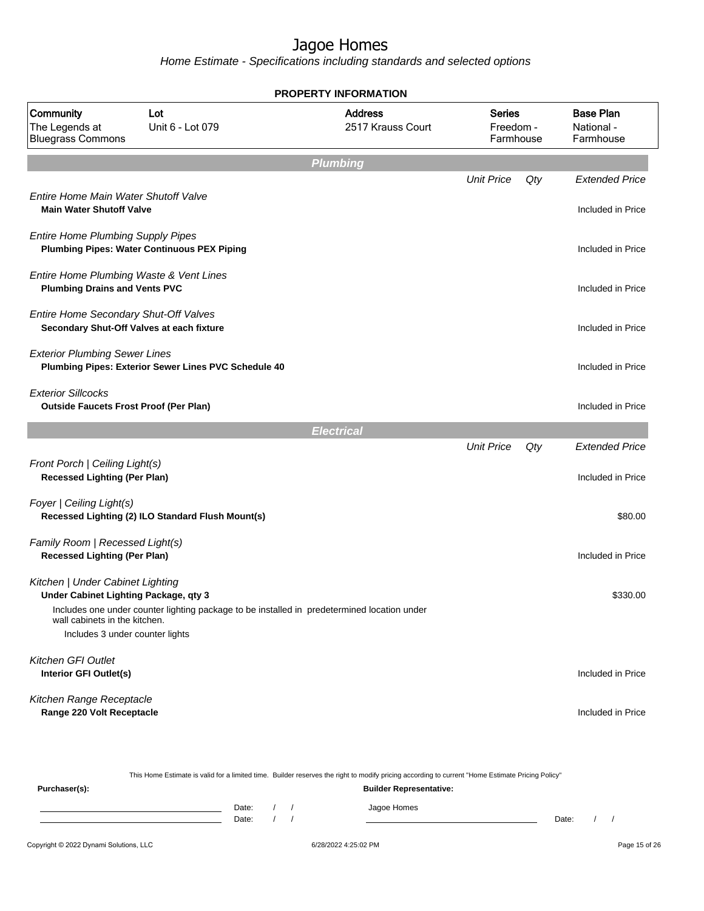# Jagoe Homes

*Home Estimate - Specifications including standards and selected options*

**PROPERTY INFORMATION**

| Community | Lot | Address | Series | Base Plan |
|---|---|---|---|---|
| The Legends at Bluegrass Commons | Unit 6 - Lot 079 | 2517 Krauss Court | Freedom - Farmhouse | National - Farmhouse |

## Plumbing

| | Unit Price | Qty | Extended Price |
|---|---|---|---|
| *Entire Home Main Water Shutoff Valve* | | | |
| **Main Water Shutoff Valve** | | | Included in Price |
| *Entire Home Plumbing Supply Pipes* | | | |
| **Plumbing Pipes: Water Continuous PEX Piping** | | | Included in Price |
| *Entire Home Plumbing Waste & Vent Lines* | | | |
| **Plumbing Drains and Vents PVC** | | | Included in Price |
| *Entire Home Secondary Shut-Off Valves* | | | |
| **Secondary Shut-Off Valves at each fixture** | | | Included in Price |
| *Exterior Plumbing Sewer Lines* | | | |
| **Plumbing Pipes: Exterior Sewer Lines PVC Schedule 40** | | | Included in Price |
| *Exterior Sillcocks* | | | |
| **Outside Faucets Frost Proof (Per Plan)** | | | Included in Price |

## Electrical

| | Unit Price | Qty | Extended Price |
|---|---|---|---|
| *Front Porch \| Ceiling Light(s)* | | | |
| **Recessed Lighting (Per Plan)** | | | Included in Price |
| *Foyer \| Ceiling Light(s)* | | | |
| **Recessed Lighting (2) ILO Standard Flush Mount(s)** | | | $80.00 |
| *Family Room \| Recessed Light(s)* | | | |
| **Recessed Lighting (Per Plan)** | | | Included in Price |
| *Kitchen \| Under Cabinet Lighting* | | | |
| **Under Cabinet Lighting Package, qty 3** | | | $330.00 |
| Includes one under counter lighting package to be installed in predetermined location under wall cabinets in the kitchen. Includes 3 under counter lights | | | |
| *Kitchen GFI Outlet* | | | |
| **Interior GFI Outlet(s)** | | | Included in Price |
| *Kitchen Range Receptacle* | | | |
| **Range 220 Volt Receptacle** | | | Included in Price |

This Home Estimate is valid for a limited time. Builder reserves the right to modify pricing according to current "Home Estimate Pricing Policy"

**Purchaser(s):**

Date: / /

Date: / /

**Builder Representative:**

Jagoe Homes

Date: / /

Copyright © 2022 Dynami Solutions, LLC — 6/28/2022 4:25:02 PM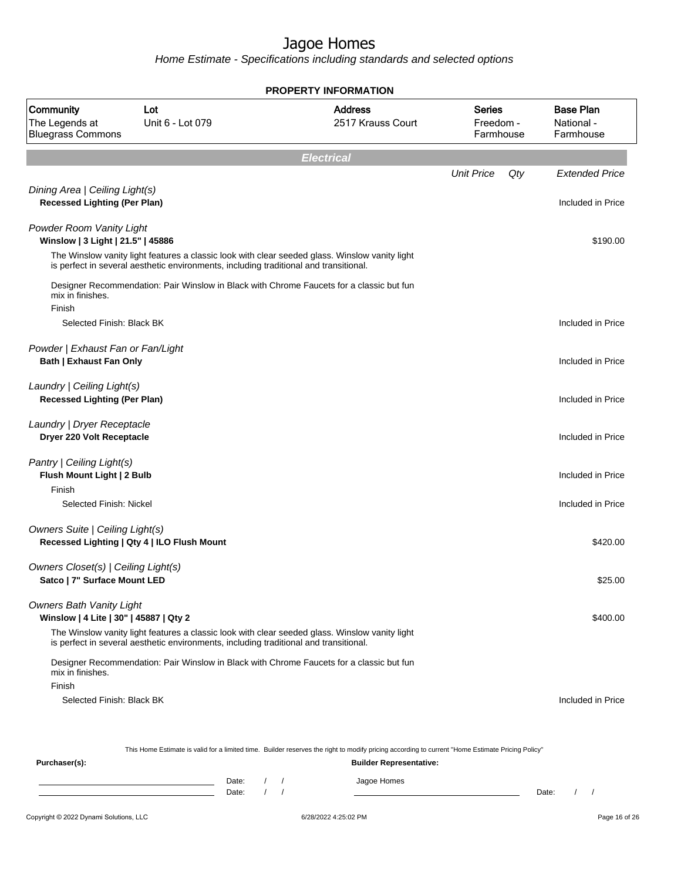# Jagoe Homes

*Home Estimate - Specifications including standards and selected options*

**PROPERTY INFORMATION**

| Community | Lot | Address | Series | Base Plan |
|---|---|---|---|---|
| The Legends at Bluegrass Commons | Unit 6 - Lot 079 | 2517 Krauss Court | Freedom - Farmhouse | National - Farmhouse |

## *Electrical*

| | Unit Price | Qty | Extended Price |
|---|---|---|---|
| *Dining Area \| Ceiling Light(s)* | | | |
| **Recessed Lighting (Per Plan)** | | | Included in Price |
| *Powder Room Vanity Light* | | | |
| **Winslow \| 3 Light \| 21.5" \| 45886** | | | $190.00 |
| The Winslow vanity light features a classic look with clear seeded glass. Winslow vanity light is perfect in several aesthetic environments, including traditional and transitional. | | | |
| Designer Recommendation: Pair Winslow in Black with Chrome Faucets for a classic but fun mix in finishes. | | | |
| Finish | | | |
| Selected Finish: Black BK | | | Included in Price |
| *Powder \| Exhaust Fan or Fan/Light* | | | |
| **Bath \| Exhaust Fan Only** | | | Included in Price |
| *Laundry \| Ceiling Light(s)* | | | |
| **Recessed Lighting (Per Plan)** | | | Included in Price |
| *Laundry \| Dryer Receptacle* | | | |
| **Dryer 220 Volt Receptacle** | | | Included in Price |
| *Pantry \| Ceiling Light(s)* | | | |
| **Flush Mount Light \| 2 Bulb** | | | Included in Price |
| Finish | | | |
| Selected Finish: Nickel | | | Included in Price |
| *Owners Suite \| Ceiling Light(s)* | | | |
| **Recessed Lighting \| Qty 4 \| ILO Flush Mount** | | | $420.00 |
| *Owners Closet(s) \| Ceiling Light(s)* | | | |
| **Satco \| 7" Surface Mount LED** | | | $25.00 |
| *Owners Bath Vanity Light* | | | |
| **Winslow \| 4 Lite \| 30" \| 45887 \| Qty 2** | | | $400.00 |
| The Winslow vanity light features a classic look with clear seeded glass. Winslow vanity light is perfect in several aesthetic environments, including traditional and transitional. | | | |
| Designer Recommendation: Pair Winslow in Black with Chrome Faucets for a classic but fun mix in finishes. | | | |
| Finish | | | |
| Selected Finish: Black BK | | | Included in Price |

This Home Estimate is valid for a limited time. Builder reserves the right to modify pricing according to current "Home Estimate Pricing Policy"

**Purchaser(s):** **Builder Representative:**

Date: / / Jagoe Homes

Date: / / Date: / /

Copyright © 2022 Dynami Solutions, LLC 6/28/2022 4:25:02 PM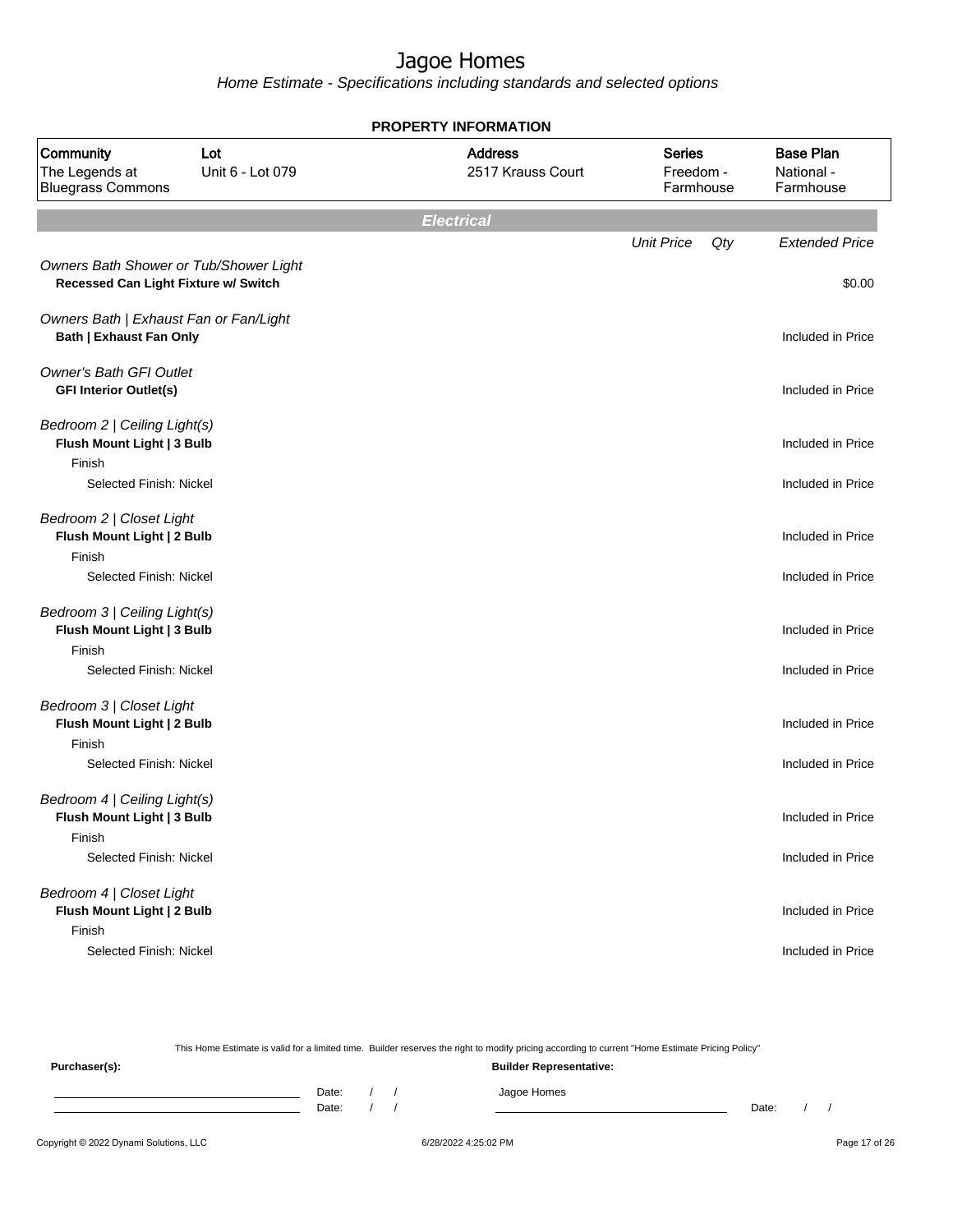# Jagoe Homes

*Home Estimate - Specifications including standards and selected options*

**PROPERTY INFORMATION**

| Community | Lot | Address | Series | Base Plan |
|---|---|---|---|---|
| The Legends at Bluegrass Commons | Unit 6 - Lot 079 | 2517 Krauss Court | Freedom - Farmhouse | National - Farmhouse |

## Electrical

| | Unit Price | Qty | Extended Price |
|---|---|---|---|
| *Owners Bath Shower or Tub/Shower Light* | | | |
| **Recessed Can Light Fixture w/ Switch** | | | $0.00 |
| *Owners Bath \| Exhaust Fan or Fan/Light* | | | |
| **Bath \| Exhaust Fan Only** | | | Included in Price |
| *Owner's Bath GFI Outlet* | | | |
| **GFI Interior Outlet(s)** | | | Included in Price |
| *Bedroom 2 \| Ceiling Light(s)* | | | |
| **Flush Mount Light \| 3 Bulb** | | | Included in Price |
| Finish | | | |
| Selected Finish: Nickel | | | Included in Price |
| *Bedroom 2 \| Closet Light* | | | |
| **Flush Mount Light \| 2 Bulb** | | | Included in Price |
| Finish | | | |
| Selected Finish: Nickel | | | Included in Price |
| *Bedroom 3 \| Ceiling Light(s)* | | | |
| **Flush Mount Light \| 3 Bulb** | | | Included in Price |
| Finish | | | |
| Selected Finish: Nickel | | | Included in Price |
| *Bedroom 3 \| Closet Light* | | | |
| **Flush Mount Light \| 2 Bulb** | | | Included in Price |
| Finish | | | |
| Selected Finish: Nickel | | | Included in Price |
| *Bedroom 4 \| Ceiling Light(s)* | | | |
| **Flush Mount Light \| 3 Bulb** | | | Included in Price |
| Finish | | | |
| Selected Finish: Nickel | | | Included in Price |
| *Bedroom 4 \| Closet Light* | | | |
| **Flush Mount Light \| 2 Bulb** | | | Included in Price |
| Finish | | | |
| Selected Finish: Nickel | | | Included in Price |

This Home Estimate is valid for a limited time. Builder reserves the right to modify pricing according to current "Home Estimate Pricing Policy"

**Purchaser(s):**

Date: / /

Date: / /

**Builder Representative:**

Jagoe Homes

Date: / /

Copyright © 2022 Dynami Solutions, LLC — 6/28/2022 4:25:02 PM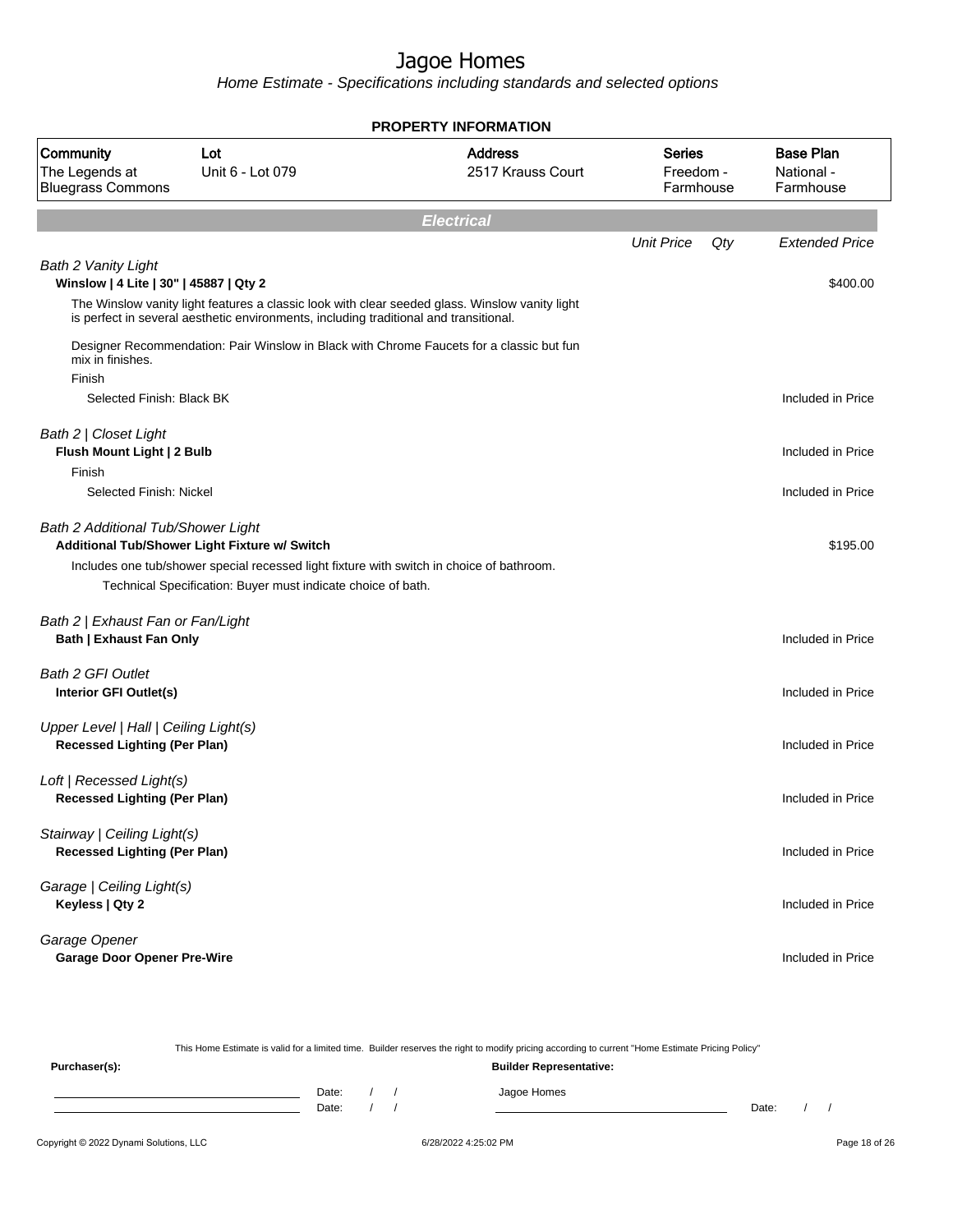# Jagoe Homes

*Home Estimate - Specifications including standards and selected options*

## PROPERTY INFORMATION

| Community | Lot | Address | Series | Base Plan |
|---|---|---|---|---|
| The Legends at Bluegrass Commons | Unit 6 - Lot 079 | 2517 Krauss Court | Freedom - Farmhouse | National - Farmhouse |

## Electrical

| | Unit Price | Qty | Extended Price |
|---|---|---|---|
| *Bath 2 Vanity Light* | | | |
| **Winslow \| 4 Lite \| 30" \| 45887 \| Qty 2** | | | $400.00 |
| The Winslow vanity light features a classic look with clear seeded glass. Winslow vanity light is perfect in several aesthetic environments, including traditional and transitional. | | | |
| Designer Recommendation: Pair Winslow in Black with Chrome Faucets for a classic but fun mix in finishes. | | | |
| Finish | | | |
| Selected Finish: Black BK | | | Included in Price |
| *Bath 2 \| Closet Light* | | | |
| **Flush Mount Light \| 2 Bulb** | | | Included in Price |
| Finish | | | |
| Selected Finish: Nickel | | | Included in Price |
| *Bath 2 Additional Tub/Shower Light* | | | |
| **Additional Tub/Shower Light Fixture w/ Switch** | | | $195.00 |
| Includes one tub/shower special recessed light fixture with switch in choice of bathroom. | | | |
| Technical Specification: Buyer must indicate choice of bath. | | | |
| *Bath 2 \| Exhaust Fan or Fan/Light* | | | |
| **Bath \| Exhaust Fan Only** | | | Included in Price |
| *Bath 2 GFI Outlet* | | | |
| **Interior GFI Outlet(s)** | | | Included in Price |
| *Upper Level \| Hall \| Ceiling Light(s)* | | | |
| **Recessed Lighting (Per Plan)** | | | Included in Price |
| *Loft \| Recessed Light(s)* | | | |
| **Recessed Lighting (Per Plan)** | | | Included in Price |
| *Stairway \| Ceiling Light(s)* | | | |
| **Recessed Lighting (Per Plan)** | | | Included in Price |
| *Garage \| Ceiling Light(s)* | | | |
| **Keyless \| Qty 2** | | | Included in Price |
| *Garage Opener* | | | |
| **Garage Door Opener Pre-Wire** | | | Included in Price |

This Home Estimate is valid for a limited time. Builder reserves the right to modify pricing according to current "Home Estimate Pricing Policy"

**Purchaser(s):** 

Date: / /

Date: / /

**Builder Representative:**

Jagoe Homes

Date: / /

Copyright © 2022 Dynami Solutions, LLC — 6/28/2022 4:25:02 PM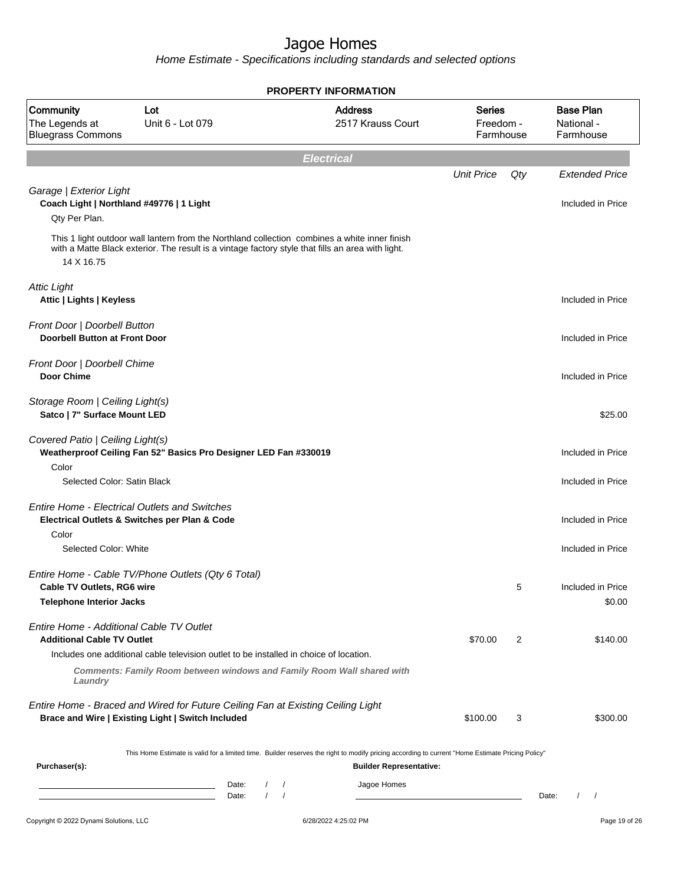# Jagoe Homes

Home Estimate - Specifications including standards and selected options

**PROPERTY INFORMATION**

| Community | Lot | Address | Series | Base Plan |
|---|---|---|---|---|
| The Legends at Bluegrass Commons | Unit 6 - Lot 079 | 2517 Krauss Court | Freedom - Farmhouse | National - Farmhouse |

## Electrical

| | Unit Price | Qty | Extended Price |
|---|---|---|---|
| *Garage \| Exterior Light* | | | |
| **Coach Light \| Northland #49776 \| 1 Light** | | | Included in Price |
| Qty Per Plan. | | | |
| This 1 light outdoor wall lantern from the Northland collection combines a white inner finish with a Matte Black exterior. The result is a vintage factory style that fills an area with light. 14 X 16.75 | | | |
| *Attic Light* | | | |
| **Attic \| Lights \| Keyless** | | | Included in Price |
| *Front Door \| Doorbell Button* | | | |
| **Doorbell Button at Front Door** | | | Included in Price |
| *Front Door \| Doorbell Chime* | | | |
| **Door Chime** | | | Included in Price |
| *Storage Room \| Ceiling Light(s)* | | | |
| **Satco \| 7" Surface Mount LED** | | | $25.00 |
| *Covered Patio \| Ceiling Light(s)* | | | |
| **Weatherproof Ceiling Fan 52" Basics Pro Designer LED Fan #330019** | | | Included in Price |
| Color | | | |
| Selected Color: Satin Black | | | Included in Price |
| *Entire Home - Electrical Outlets and Switches* | | | |
| **Electrical Outlets & Switches per Plan & Code** | | | Included in Price |
| Color | | | |
| Selected Color: White | | | Included in Price |
| *Entire Home - Cable TV/Phone Outlets (Qty 6 Total)* | | | |
| **Cable TV Outlets, RG6 wire** | | 5 | Included in Price |
| **Telephone Interior Jacks** | | | $0.00 |
| *Entire Home - Additional Cable TV Outlet* | | | |
| **Additional Cable TV Outlet** | $70.00 | 2 | $140.00 |
| Includes one additional cable television outlet to be installed in choice of location. | | | |
| ***Comments: Family Room between windows and Family Room Wall shared with Laundry*** | | | |
| *Entire Home - Braced and Wired for Future Ceiling Fan at Existing Ceiling Light* | | | |
| **Brace and Wire \| Existing Light \| Switch Included** | $100.00 | 3 | $300.00 |

This Home Estimate is valid for a limited time. Builder reserves the right to modify pricing according to current "Home Estimate Pricing Policy"

**Purchaser(s):** Date: / / Date: / /

**Builder Representative:** Jagoe Homes Date: / /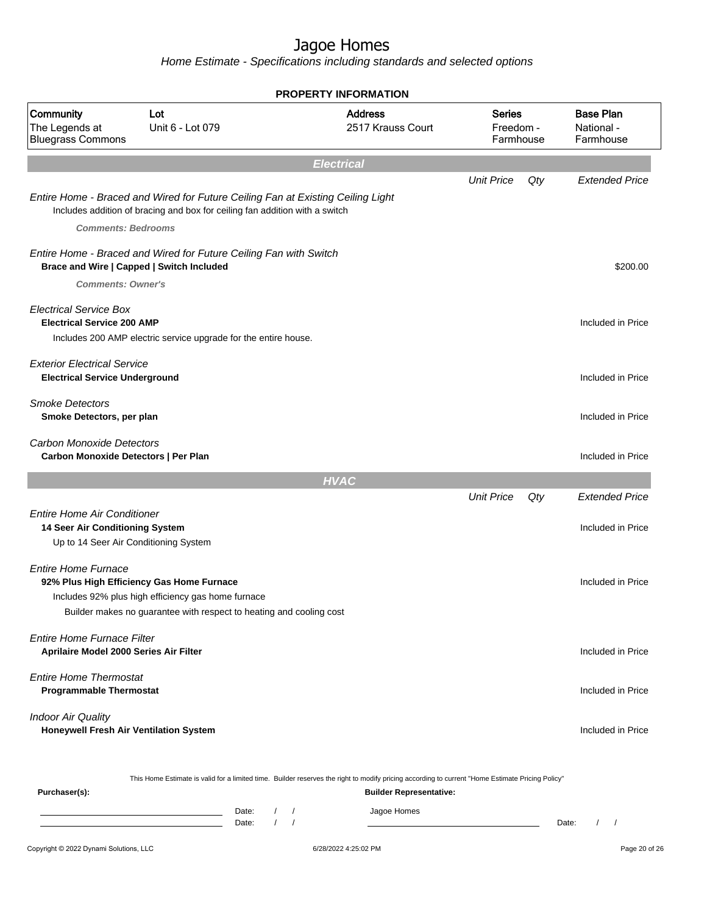# Jagoe Homes

*Home Estimate - Specifications including standards and selected options*

**PROPERTY INFORMATION**

| Community | Lot | Address | Series | Base Plan |
|---|---|---|---|---|
| The Legends at Bluegrass Commons | Unit 6 - Lot 079 | 2517 Krauss Court | Freedom - Farmhouse | National - Farmhouse |

## *Electrical*

| | Unit Price | Qty | Extended Price |
|---|---|---|---|
| *Entire Home - Braced and Wired for Future Ceiling Fan at Existing Ceiling Light*<br>Includes addition of bracing and box for ceiling fan addition with a switch<br>***Comments: Bedrooms*** | | | |
| *Entire Home - Braced and Wired for Future Ceiling Fan with Switch*<br>**Brace and Wire \| Capped \| Switch Included**<br>***Comments: Owner's*** | | | $200.00 |
| *Electrical Service Box*<br>**Electrical Service 200 AMP**<br>Includes 200 AMP electric service upgrade for the entire house. | | | Included in Price |
| *Exterior Electrical Service*<br>**Electrical Service Underground** | | | Included in Price |
| *Smoke Detectors*<br>**Smoke Detectors, per plan** | | | Included in Price |
| *Carbon Monoxide Detectors*<br>**Carbon Monoxide Detectors \| Per Plan** | | | Included in Price |

## *HVAC*

| | Unit Price | Qty | Extended Price |
|---|---|---|---|
| *Entire Home Air Conditioner*<br>**14 Seer Air Conditioning System**<br>Up to 14 Seer Air Conditioning System | | | Included in Price |
| *Entire Home Furnace*<br>**92% Plus High Efficiency Gas Home Furnace**<br>Includes 92% plus high efficiency gas home furnace<br>Builder makes no guarantee with respect to heating and cooling cost | | | Included in Price |
| *Entire Home Furnace Filter*<br>**Aprilaire Model 2000 Series Air Filter** | | | Included in Price |
| *Entire Home Thermostat*<br>**Programmable Thermostat** | | | Included in Price |
| *Indoor Air Quality*<br>**Honeywell Fresh Air Ventilation System** | | | Included in Price |

This Home Estimate is valid for a limited time. Builder reserves the right to modify pricing according to current "Home Estimate Pricing Policy"

**Purchaser(s):** **Builder Representative:**

Date: / / Jagoe Homes

Date: / / Date: / /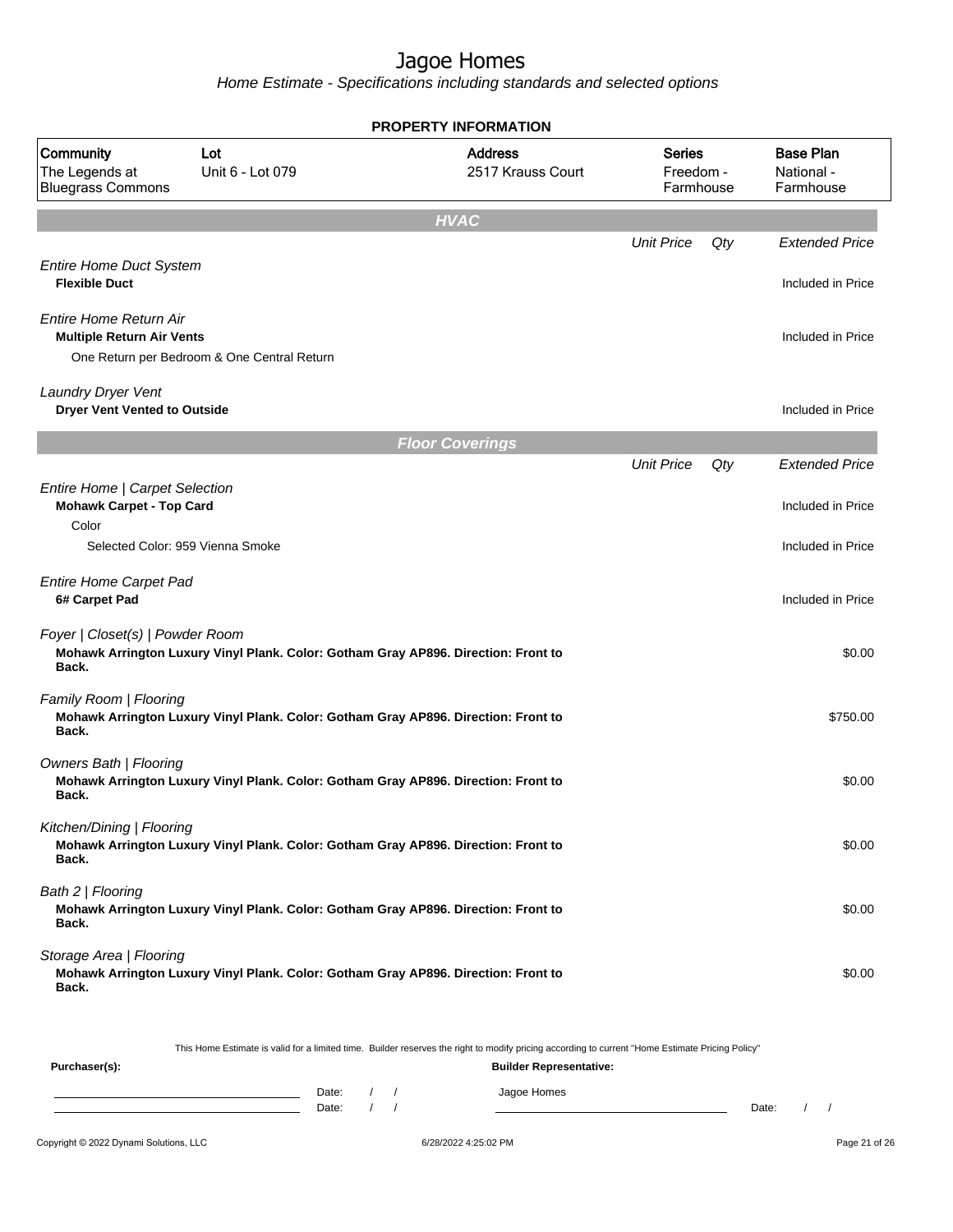# Jagoe Homes

Home Estimate - Specifications including standards and selected options

**PROPERTY INFORMATION**

| Community | Lot | Address | Series | Base Plan |
|---|---|---|---|---|
| The Legends at Bluegrass Commons | Unit 6 - Lot 079 | 2517 Krauss Court | Freedom - Farmhouse | National - Farmhouse |

## HVAC

| | Unit Price | Qty | Extended Price |
|---|---|---|---|
| *Entire Home Duct System* | | | |
| **Flexible Duct** | | | Included in Price |
| *Entire Home Return Air* | | | |
| **Multiple Return Air Vents** | | | Included in Price |
| One Return per Bedroom & One Central Return | | | |
| *Laundry Dryer Vent* | | | |
| **Dryer Vent Vented to Outside** | | | Included in Price |

## Floor Coverings

| | Unit Price | Qty | Extended Price |
|---|---|---|---|
| *Entire Home \| Carpet Selection* | | | |
| **Mohawk Carpet - Top Card** | | | Included in Price |
| Color | | | |
| Selected Color: 959 Vienna Smoke | | | Included in Price |
| *Entire Home Carpet Pad* | | | |
| **6# Carpet Pad** | | | Included in Price |
| *Foyer \| Closet(s) \| Powder Room* | | | |
| **Mohawk Arrington Luxury Vinyl Plank. Color: Gotham Gray AP896. Direction: Front to Back.** | | | $0.00 |
| *Family Room \| Flooring* | | | |
| **Mohawk Arrington Luxury Vinyl Plank. Color: Gotham Gray AP896. Direction: Front to Back.** | | | $750.00 |
| *Owners Bath \| Flooring* | | | |
| **Mohawk Arrington Luxury Vinyl Plank. Color: Gotham Gray AP896. Direction: Front to Back.** | | | $0.00 |
| *Kitchen/Dining \| Flooring* | | | |
| **Mohawk Arrington Luxury Vinyl Plank. Color: Gotham Gray AP896. Direction: Front to Back.** | | | $0.00 |
| *Bath 2 \| Flooring* | | | |
| **Mohawk Arrington Luxury Vinyl Plank. Color: Gotham Gray AP896. Direction: Front to Back.** | | | $0.00 |
| *Storage Area \| Flooring* | | | |
| **Mohawk Arrington Luxury Vinyl Plank. Color: Gotham Gray AP896. Direction: Front to Back.** | | | $0.00 |

This Home Estimate is valid for a limited time. Builder reserves the right to modify pricing according to current "Home Estimate Pricing Policy"

**Purchaser(s):**

Date: / /

Date: / /

**Builder Representative:**

Jagoe Homes

Date: / /

Copyright © 2022 Dynami Solutions, LLC — 6/28/2022 4:25:02 PM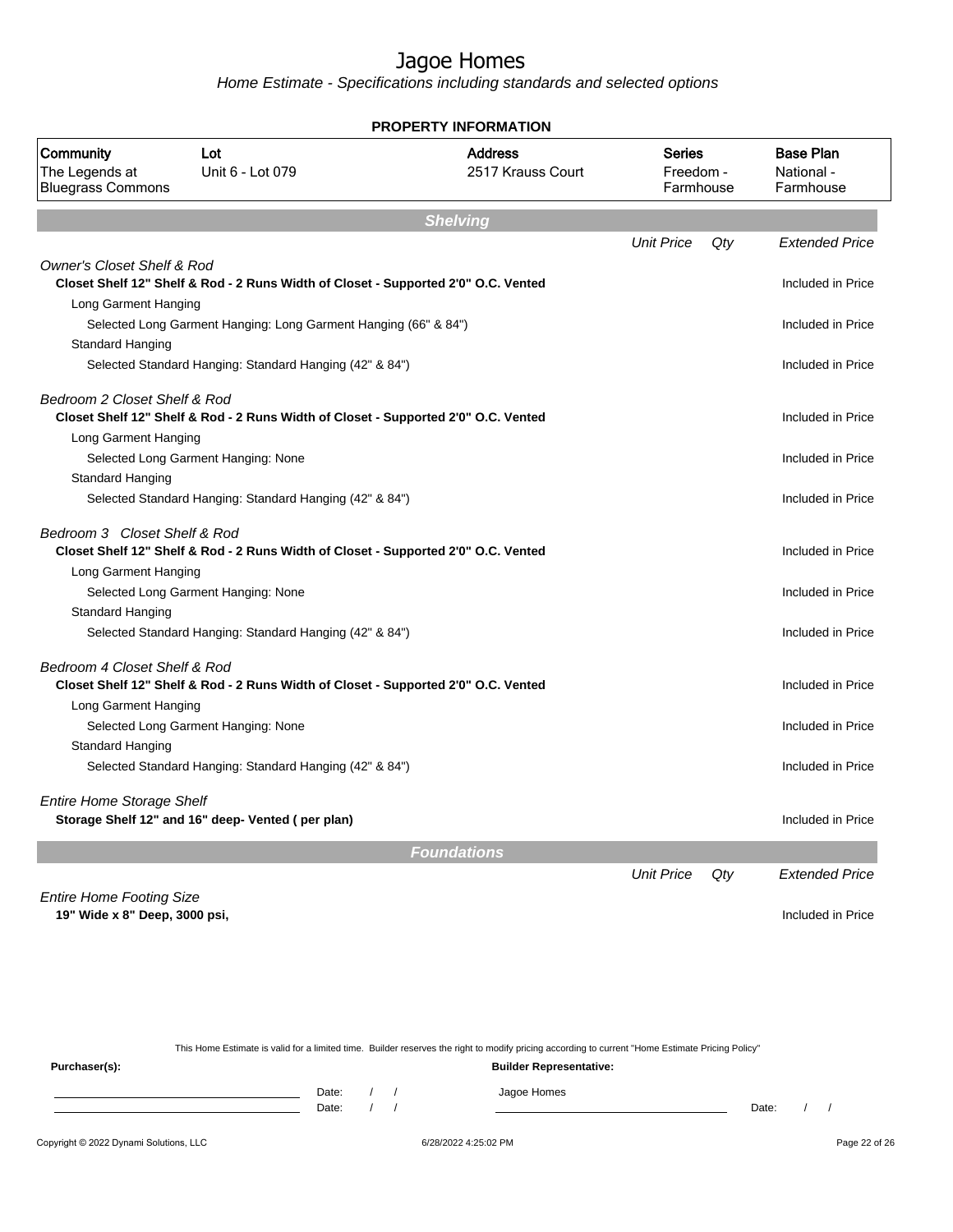# Jagoe Homes

*Home Estimate - Specifications including standards and selected options*

**PROPERTY INFORMATION**

| Community | Lot | Address | Series | Base Plan |
|---|---|---|---|---|
| The Legends at Bluegrass Commons | Unit 6 - Lot 079 | 2517 Krauss Court | Freedom - Farmhouse | National - Farmhouse |

## Shelving

| | Unit Price | Qty | Extended Price |
|---|---|---|---|
| *Owner's Closet Shelf & Rod* | | | |
| **Closet Shelf 12" Shelf & Rod - 2 Runs Width of Closet - Supported 2'0" O.C. Vented** | | | Included in Price |
| Long Garment Hanging | | | |
| Selected Long Garment Hanging: Long Garment Hanging (66" & 84") | | | Included in Price |
| Standard Hanging | | | |
| Selected Standard Hanging: Standard Hanging (42" & 84") | | | Included in Price |
| *Bedroom 2 Closet Shelf & Rod* | | | |
| **Closet Shelf 12" Shelf & Rod - 2 Runs Width of Closet - Supported 2'0" O.C. Vented** | | | Included in Price |
| Long Garment Hanging | | | |
| Selected Long Garment Hanging: None | | | Included in Price |
| Standard Hanging | | | |
| Selected Standard Hanging: Standard Hanging (42" & 84") | | | Included in Price |
| *Bedroom 3 Closet Shelf & Rod* | | | |
| **Closet Shelf 12" Shelf & Rod - 2 Runs Width of Closet - Supported 2'0" O.C. Vented** | | | Included in Price |
| Long Garment Hanging | | | |
| Selected Long Garment Hanging: None | | | Included in Price |
| Standard Hanging | | | |
| Selected Standard Hanging: Standard Hanging (42" & 84") | | | Included in Price |
| *Bedroom 4 Closet Shelf & Rod* | | | |
| **Closet Shelf 12" Shelf & Rod - 2 Runs Width of Closet - Supported 2'0" O.C. Vented** | | | Included in Price |
| Long Garment Hanging | | | |
| Selected Long Garment Hanging: None | | | Included in Price |
| Standard Hanging | | | |
| Selected Standard Hanging: Standard Hanging (42" & 84") | | | Included in Price |
| *Entire Home Storage Shelf* | | | |
| **Storage Shelf 12" and 16" deep- Vented ( per plan)** | | | Included in Price |

## Foundations

| | Unit Price | Qty | Extended Price |
|---|---|---|---|
| *Entire Home Footing Size* | | | |
| **19" Wide x 8" Deep, 3000 psi,** | | | Included in Price |

This Home Estimate is valid for a limited time. Builder reserves the right to modify pricing according to current "Home Estimate Pricing Policy"

**Purchaser(s):** **Builder Representative:**

Date: / /  Jagoe Homes
Date: / /  Date: / /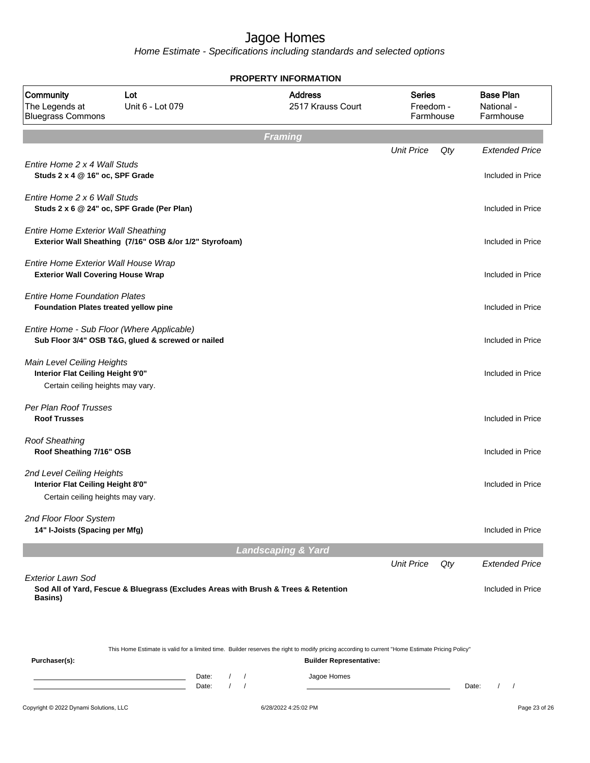# Jagoe Homes

*Home Estimate - Specifications including standards and selected options*

**PROPERTY INFORMATION**

| Community | Lot | Address | Series | Base Plan |
|---|---|---|---|---|
| The Legends at Bluegrass Commons | Unit 6 - Lot 079 | 2517 Krauss Court | Freedom - Farmhouse | National - Farmhouse |

## Framing

| | Unit Price | Qty | Extended Price |
|---|---|---|---|
| *Entire Home 2 x 4 Wall Studs*<br>**Studs 2 x 4 @ 16" oc, SPF Grade** | | | Included in Price |
| *Entire Home 2 x 6 Wall Studs*<br>**Studs 2 x 6 @ 24" oc, SPF Grade (Per Plan)** | | | Included in Price |
| *Entire Home Exterior Wall Sheathing*<br>**Exterior Wall Sheathing (7/16" OSB &/or 1/2" Styrofoam)** | | | Included in Price |
| *Entire Home Exterior Wall House Wrap*<br>**Exterior Wall Covering House Wrap** | | | Included in Price |
| *Entire Home Foundation Plates*<br>**Foundation Plates treated yellow pine** | | | Included in Price |
| *Entire Home - Sub Floor (Where Applicable)*<br>**Sub Floor 3/4" OSB T&G, glued & screwed or nailed** | | | Included in Price |
| *Main Level Ceiling Heights*<br>**Interior Flat Ceiling Height 9'0"**<br>Certain ceiling heights may vary. | | | Included in Price |
| *Per Plan Roof Trusses*<br>**Roof Trusses** | | | Included in Price |
| *Roof Sheathing*<br>**Roof Sheathing 7/16" OSB** | | | Included in Price |
| *2nd Level Ceiling Heights*<br>**Interior Flat Ceiling Height 8'0"**<br>Certain ceiling heights may vary. | | | Included in Price |
| *2nd Floor Floor System*<br>**14" I-Joists (Spacing per Mfg)** | | | Included in Price |

## Landscaping & Yard

| | Unit Price | Qty | Extended Price |
|---|---|---|---|
| *Exterior Lawn Sod*<br>**Sod All of Yard, Fescue & Bluegrass (Excludes Areas with Brush & Trees & Retention Basins)** | | | Included in Price |

This Home Estimate is valid for a limited time. Builder reserves the right to modify pricing according to current "Home Estimate Pricing Policy"

**Purchaser(s):**

Date: / /

Date: / /

**Builder Representative:**

Jagoe Homes

Date: / /

Copyright © 2022 Dynami Solutions, LLC — 6/28/2022 4:25:02 PM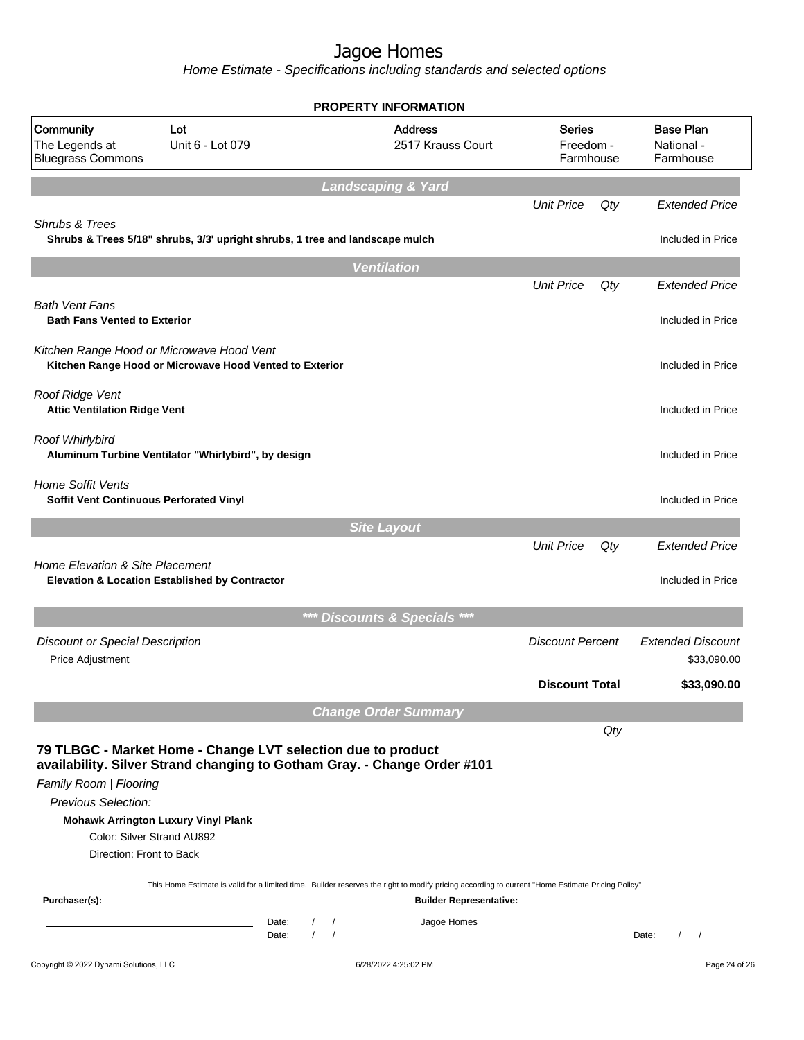# Jagoe Homes

*Home Estimate - Specifications including standards and selected options*

**PROPERTY INFORMATION**

| Community | Lot | Address | Series | Base Plan |
|---|---|---|---|---|
| The Legends at Bluegrass Commons | Unit 6 - Lot 079 | 2517 Krauss Court | Freedom - Farmhouse | National - Farmhouse |

## Landscaping & Yard

| | Unit Price | Qty | Extended Price |
|---|---|---|---|
| *Shrubs & Trees* | | | |
| **Shrubs & Trees 5/18" shrubs, 3/3' upright shrubs, 1 tree and landscape mulch** | | | Included in Price |

## Ventilation

| | Unit Price | Qty | Extended Price |
|---|---|---|---|
| *Bath Vent Fans* | | | |
| **Bath Fans Vented to Exterior** | | | Included in Price |
| *Kitchen Range Hood or Microwave Hood Vent* | | | |
| **Kitchen Range Hood or Microwave Hood Vented to Exterior** | | | Included in Price |
| *Roof Ridge Vent* | | | |
| **Attic Ventilation Ridge Vent** | | | Included in Price |
| *Roof Whirlybird* | | | |
| **Aluminum Turbine Ventilator "Whirlybird", by design** | | | Included in Price |
| *Home Soffit Vents* | | | |
| **Soffit Vent Continuous Perforated Vinyl** | | | Included in Price |

## Site Layout

| | Unit Price | Qty | Extended Price |
|---|---|---|---|
| *Home Elevation & Site Placement* | | | |
| **Elevation & Location Established by Contractor** | | | Included in Price |

## *** Discounts & Specials ***

| Discount or Special Description | Discount Percent | Extended Discount |
|---|---|---|
| Price Adjustment | | $33,090.00 |
| | **Discount Total** | **$33,090.00** |

## Change Order Summary

Qty

### 79 TLBGC - Market Home - Change LVT selection due to product availability. Silver Strand changing to Gotham Gray. - Change Order #101

*Family Room | Flooring*

*Previous Selection:*

**Mohawk Arrington Luxury Vinyl Plank**

Color: Silver Strand AU892

Direction: Front to Back

This Home Estimate is valid for a limited time. Builder reserves the right to modify pricing according to current "Home Estimate Pricing Policy"

**Purchaser(s):** 

Date: / /

Date: / /

**Builder Representative:** Jagoe Homes

Date: / /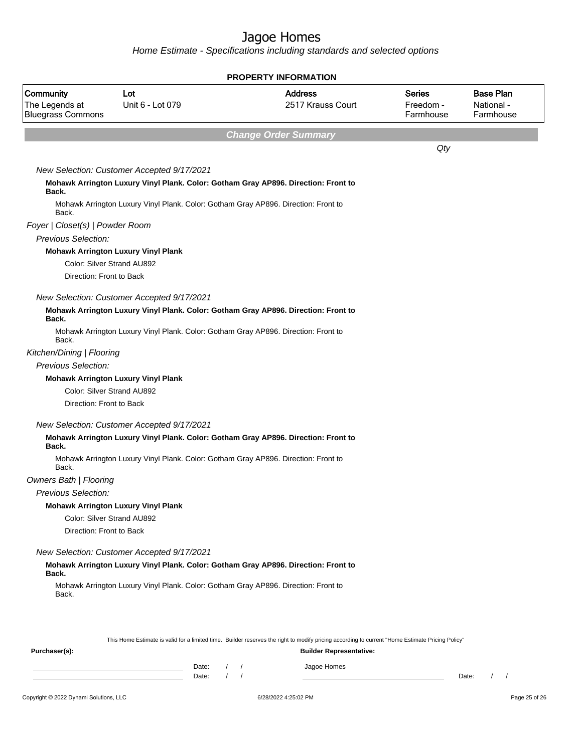# Jagoe Homes

*Home Estimate - Specifications including standards and selected options*

**PROPERTY INFORMATION**

| Community | Lot | Address | Series | Base Plan |
|---|---|---|---|---|
| The Legends at Bluegrass Commons | Unit 6 - Lot 079 | 2517 Krauss Court | Freedom - Farmhouse | National - Farmhouse |

***Change Order Summary***

*Qty*

*New Selection: Customer Accepted 9/17/2021*

**Mohawk Arrington Luxury Vinyl Plank. Color: Gotham Gray AP896. Direction: Front to Back.**

Mohawk Arrington Luxury Vinyl Plank. Color: Gotham Gray AP896. Direction: Front to Back.

*Foyer | Closet(s) | Powder Room*

*Previous Selection:*

**Mohawk Arrington Luxury Vinyl Plank**

Color: Silver Strand AU892

Direction: Front to Back

*New Selection: Customer Accepted 9/17/2021*

**Mohawk Arrington Luxury Vinyl Plank. Color: Gotham Gray AP896. Direction: Front to Back.**

Mohawk Arrington Luxury Vinyl Plank. Color: Gotham Gray AP896. Direction: Front to Back.

*Kitchen/Dining | Flooring*

*Previous Selection:*

**Mohawk Arrington Luxury Vinyl Plank**

Color: Silver Strand AU892

Direction: Front to Back

*New Selection: Customer Accepted 9/17/2021*

**Mohawk Arrington Luxury Vinyl Plank. Color: Gotham Gray AP896. Direction: Front to Back.**

Mohawk Arrington Luxury Vinyl Plank. Color: Gotham Gray AP896. Direction: Front to Back.

*Owners Bath | Flooring*

*Previous Selection:*

**Mohawk Arrington Luxury Vinyl Plank**

Color: Silver Strand AU892

Direction: Front to Back

*New Selection: Customer Accepted 9/17/2021*

**Mohawk Arrington Luxury Vinyl Plank. Color: Gotham Gray AP896. Direction: Front to Back.**

Mohawk Arrington Luxury Vinyl Plank. Color: Gotham Gray AP896. Direction: Front to Back.

This Home Estimate is valid for a limited time. Builder reserves the right to modify pricing according to current "Home Estimate Pricing Policy"

**Purchaser(s):**

Date: / /

Date: / /

**Builder Representative:**

Jagoe Homes

Date: / /

Copyright © 2022 Dynami Solutions, LLC

6/28/2022 4:25:02 PM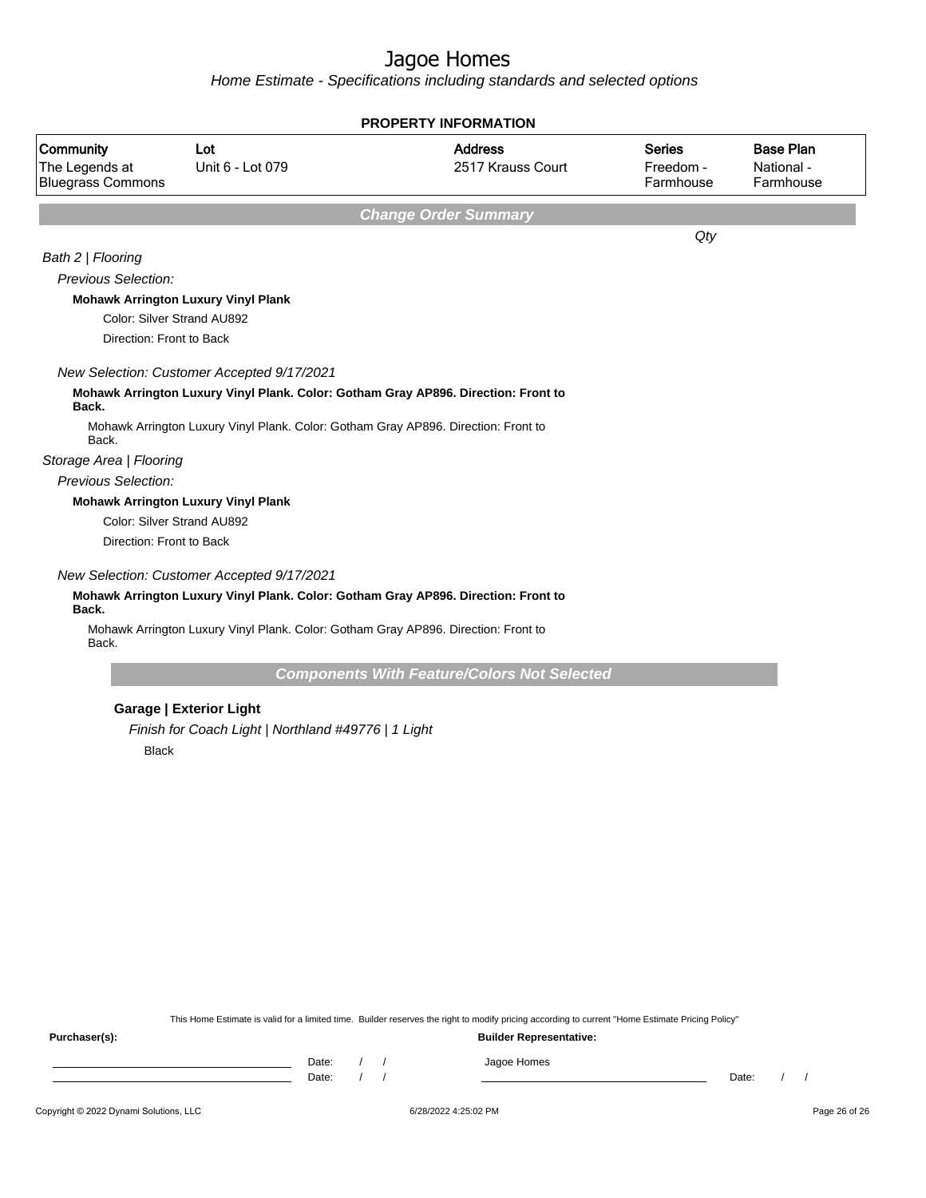# Jagoe Homes

*Home Estimate - Specifications including standards and selected options*

**PROPERTY INFORMATION**

| Community | Lot | Address | Series | Base Plan |
|---|---|---|---|---|
| The Legends at Bluegrass Commons | Unit 6 - Lot 079 | 2517 Krauss Court | Freedom - Farmhouse | National - Farmhouse |

## Change Order Summary

*Qty*

*Bath 2 | Flooring*

*Previous Selection:*

**Mohawk Arrington Luxury Vinyl Plank**

Color: Silver Strand AU892

Direction: Front to Back

*New Selection: Customer Accepted 9/17/2021*

**Mohawk Arrington Luxury Vinyl Plank. Color: Gotham Gray AP896. Direction: Front to Back.**

Mohawk Arrington Luxury Vinyl Plank. Color: Gotham Gray AP896. Direction: Front to Back.

*Storage Area | Flooring*

*Previous Selection:*

**Mohawk Arrington Luxury Vinyl Plank**

Color: Silver Strand AU892

Direction: Front to Back

*New Selection: Customer Accepted 9/17/2021*

**Mohawk Arrington Luxury Vinyl Plank. Color: Gotham Gray AP896. Direction: Front to Back.**

Mohawk Arrington Luxury Vinyl Plank. Color: Gotham Gray AP896. Direction: Front to Back.

## Components With Feature/Colors Not Selected

**Garage | Exterior Light**

*Finish for Coach Light | Northland #49776 | 1 Light*

Black

This Home Estimate is valid for a limited time. Builder reserves the right to modify pricing according to current "Home Estimate Pricing Policy"

**Purchaser(s):**

Date: / /

Date: / /

**Builder Representative:**

Jagoe Homes

Date: / /

6/28/2022 4:25:02 PM